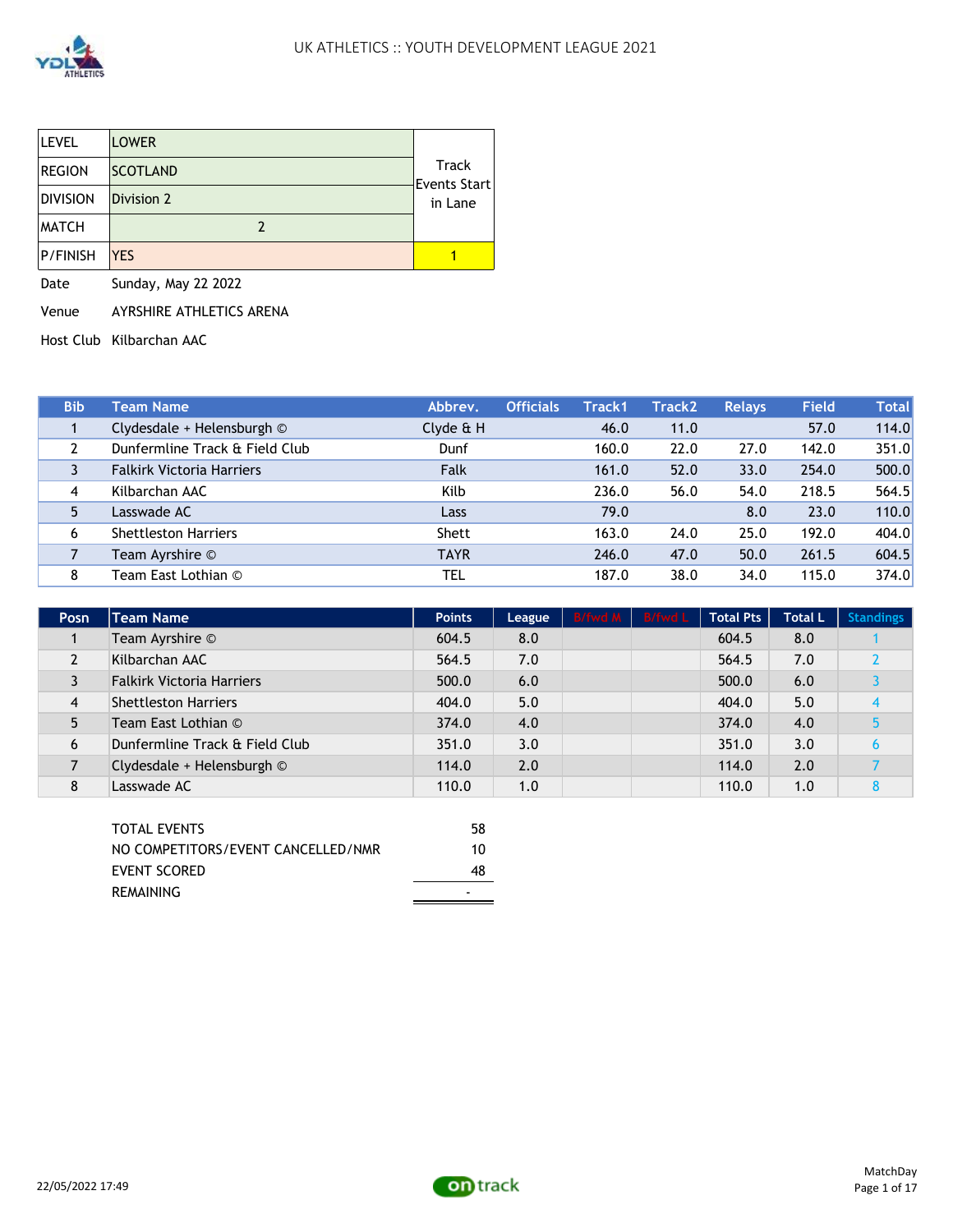# UK ATHLETICS :: YOUTH DEVELOPMENT LEAGUE 2021

| | | |
|---|---|---|
| LEVEL | LOWER | Track Events Start in Lane |
| REGION | SCOTLAND | |
| DIVISION | Division 2 | |
| MATCH | 2 | |
| P/FINISH | YES | 1 |

Date Sunday, May 22 2022

Venue AYRSHIRE ATHLETICS ARENA

Host Club Kilbarchan AAC

| Bib | Team Name | Abbrev. | Officials | Track1 | Track2 | Relays | Field | Total |
|---|---|---|---|---|---|---|---|---|
| 1 | Clydesdale + Helensburgh © | Clyde & H | | 46.0 | 11.0 | | 57.0 | 114.0 |
| 2 | Dunfermline Track & Field Club | Dunf | | 160.0 | 22.0 | 27.0 | 142.0 | 351.0 |
| 3 | Falkirk Victoria Harriers | Falk | | 161.0 | 52.0 | 33.0 | 254.0 | 500.0 |
| 4 | Kilbarchan AAC | Kilb | | 236.0 | 56.0 | 54.0 | 218.5 | 564.5 |
| 5 | Lasswade AC | Lass | | 79.0 | | 8.0 | 23.0 | 110.0 |
| 6 | Shettleston Harriers | Shett | | 163.0 | 24.0 | 25.0 | 192.0 | 404.0 |
| 7 | Team Ayrshire © | TAYR | | 246.0 | 47.0 | 50.0 | 261.5 | 604.5 |
| 8 | Team East Lothian © | TEL | | 187.0 | 38.0 | 34.0 | 115.0 | 374.0 |

| Posn | Team Name | Points | League | B/fwd M | B/fwd L | Total Pts | Total L | Standings |
|---|---|---|---|---|---|---|---|---|
| 1 | Team Ayrshire © | 604.5 | 8.0 | | | 604.5 | 8.0 | 1 |
| 2 | Kilbarchan AAC | 564.5 | 7.0 | | | 564.5 | 7.0 | 2 |
| 3 | Falkirk Victoria Harriers | 500.0 | 6.0 | | | 500.0 | 6.0 | 3 |
| 4 | Shettleston Harriers | 404.0 | 5.0 | | | 404.0 | 5.0 | 4 |
| 5 | Team East Lothian © | 374.0 | 4.0 | | | 374.0 | 4.0 | 5 |
| 6 | Dunfermline Track & Field Club | 351.0 | 3.0 | | | 351.0 | 3.0 | 6 |
| 7 | Clydesdale + Helensburgh © | 114.0 | 2.0 | | | 114.0 | 2.0 | 7 |
| 8 | Lasswade AC | 110.0 | 1.0 | | | 110.0 | 1.0 | 8 |

| | |
|---|---|
| TOTAL EVENTS | 58 |
| NO COMPETITORS/EVENT CANCELLED/NMR | 10 |
| EVENT SCORED | 48 |
| REMAINING | - |

22/05/2022 17:49

MatchDay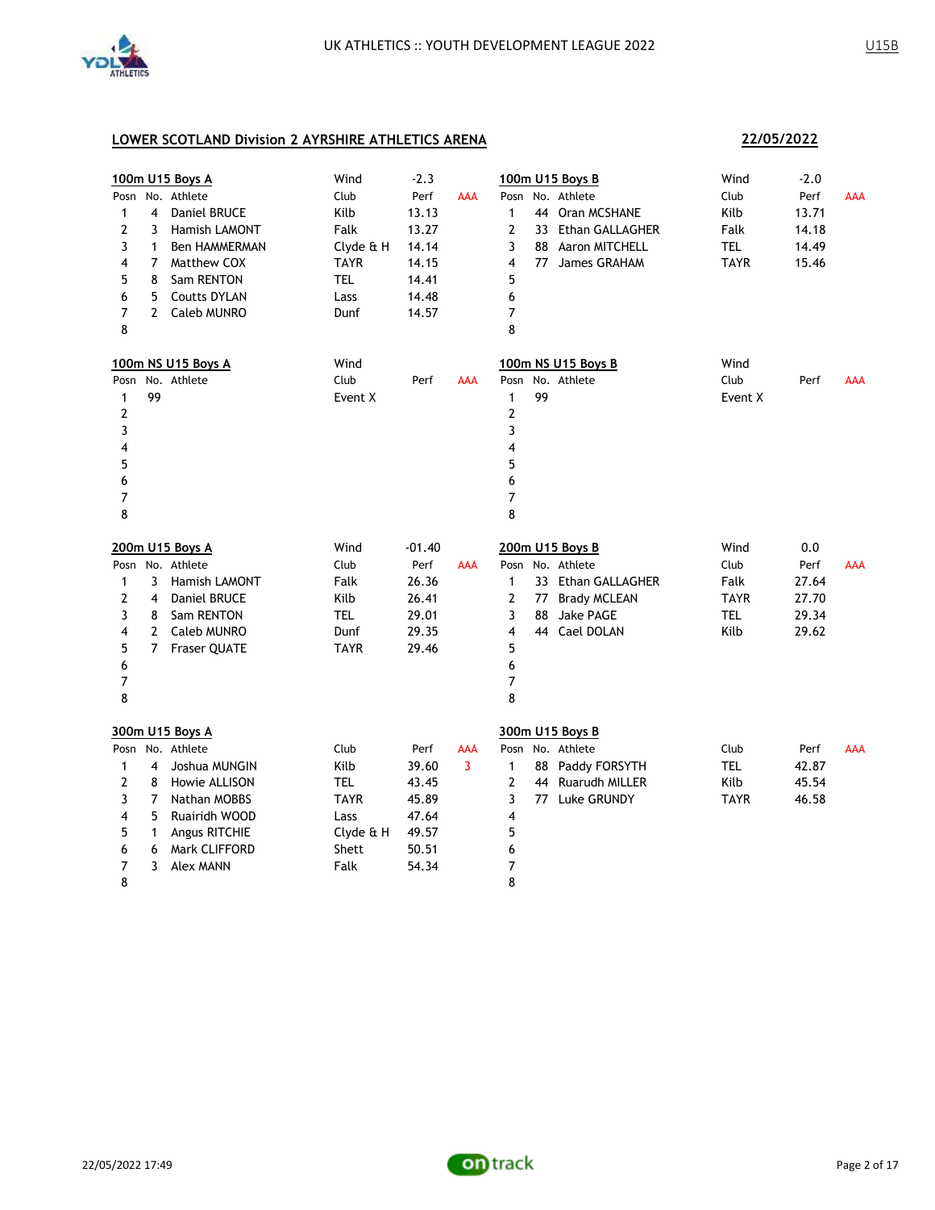## LOWER SCOTLAND Division 2 AYRSHIRE ATHLETICS ARENA

**22/05/2022**

### 100m U15 Boys A

Wind: -2.3

| Posn | No. | Athlete | Club | Perf | AAA |
|---|---|---|---|---|---|
| 1 | 4 | Daniel BRUCE | Kilb | 13.13 | |
| 2 | 3 | Hamish LAMONT | Falk | 13.27 | |
| 3 | 1 | Ben HAMMERMAN | Clyde & H | 14.14 | |
| 4 | 7 | Matthew COX | TAYR | 14.15 | |
| 5 | 8 | Sam RENTON | TEL | 14.41 | |
| 6 | 5 | Coutts DYLAN | Lass | 14.48 | |
| 7 | 2 | Caleb MUNRO | Dunf | 14.57 | |
| 8 | | | | | |

### 100m U15 Boys B

Wind: -2.0

| Posn | No. | Athlete | Club | Perf | AAA |
|---|---|---|---|---|---|
| 1 | 44 | Oran MCSHANE | Kilb | 13.71 | |
| 2 | 33 | Ethan GALLAGHER | Falk | 14.18 | |
| 3 | 88 | Aaron MITCHELL | TEL | 14.49 | |
| 4 | 77 | James GRAHAM | TAYR | 15.46 | |
| 5 | | | | | |
| 6 | | | | | |
| 7 | | | | | |
| 8 | | | | | |

### 100m NS U15 Boys A

Wind:

| Posn | No. | Athlete | Club | Perf | AAA |
|---|---|---|---|---|---|
| 1 | 99 | | Event X | | |
| 2 | | | | | |
| 3 | | | | | |
| 4 | | | | | |
| 5 | | | | | |
| 6 | | | | | |
| 7 | | | | | |
| 8 | | | | | |

### 100m NS U15 Boys B

Wind:

| Posn | No. | Athlete | Club | Perf | AAA |
|---|---|---|---|---|---|
| 1 | 99 | | Event X | | |
| 2 | | | | | |
| 3 | | | | | |
| 4 | | | | | |
| 5 | | | | | |
| 6 | | | | | |
| 7 | | | | | |
| 8 | | | | | |

### 200m U15 Boys A

Wind: -01.40

| Posn | No. | Athlete | Club | Perf | AAA |
|---|---|---|---|---|---|
| 1 | 3 | Hamish LAMONT | Falk | 26.36 | |
| 2 | 4 | Daniel BRUCE | Kilb | 26.41 | |
| 3 | 8 | Sam RENTON | TEL | 29.01 | |
| 4 | 2 | Caleb MUNRO | Dunf | 29.35 | |
| 5 | 7 | Fraser QUATE | TAYR | 29.46 | |
| 6 | | | | | |
| 7 | | | | | |
| 8 | | | | | |

### 200m U15 Boys B

Wind: 0.0

| Posn | No. | Athlete | Club | Perf | AAA |
|---|---|---|---|---|---|
| 1 | 33 | Ethan GALLAGHER | Falk | 27.64 | |
| 2 | 77 | Brady MCLEAN | TAYR | 27.70 | |
| 3 | 88 | Jake PAGE | TEL | 29.34 | |
| 4 | 44 | Cael DOLAN | Kilb | 29.62 | |
| 5 | | | | | |
| 6 | | | | | |
| 7 | | | | | |
| 8 | | | | | |

### 300m U15 Boys A

| Posn | No. | Athlete | Club | Perf | AAA |
|---|---|---|---|---|---|
| 1 | 4 | Joshua MUNGIN | Kilb | 39.60 | 3 |
| 2 | 8 | Howie ALLISON | TEL | 43.45 | |
| 3 | 7 | Nathan MOBBS | TAYR | 45.89 | |
| 4 | 5 | Ruairidh WOOD | Lass | 47.64 | |
| 5 | 1 | Angus RITCHIE | Clyde & H | 49.57 | |
| 6 | 6 | Mark CLIFFORD | Shett | 50.51 | |
| 7 | 3 | Alex MANN | Falk | 54.34 | |
| 8 | | | | | |

### 300m U15 Boys B

| Posn | No. | Athlete | Club | Perf | AAA |
|---|---|---|---|---|---|
| 1 | 88 | Paddy FORSYTH | TEL | 42.87 | |
| 2 | 44 | Ruarudh MILLER | Kilb | 45.54 | |
| 3 | 77 | Luke GRUNDY | TAYR | 46.58 | |
| 4 | | | | | |
| 5 | | | | | |
| 6 | | | | | |
| 7 | | | | | |
| 8 | | | | | |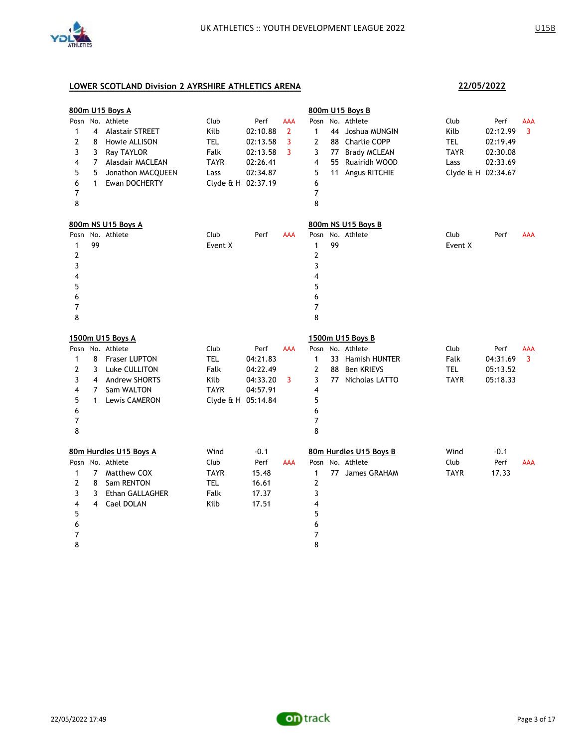## LOWER SCOTLAND Division 2 AYRSHIRE ATHLETICS ARENA

**22/05/2022**

### 800m U15 Boys A

| Posn | No. | Athlete | Club | Perf | AAA |
|---|---|---|---|---|---|
| 1 | 4 | Alastair STREET | Kilb | 02:10.88 | 2 |
| 2 | 8 | Howie ALLISON | TEL | 02:13.58 | 3 |
| 3 | 3 | Ray TAYLOR | Falk | 02:13.58 | 3 |
| 4 | 7 | Alasdair MACLEAN | TAYR | 02:26.41 | |
| 5 | 5 | Jonathon MACQUEEN | Lass | 02:34.87 | |
| 6 | 1 | Ewan DOCHERTY | Clyde & H | 02:37.19 | |
| 7 | | | | | |
| 8 | | | | | |

### 800m U15 Boys B

| Posn | No. | Athlete | Club | Perf | AAA |
|---|---|---|---|---|---|
| 1 | 44 | Joshua MUNGIN | Kilb | 02:12.99 | 3 |
| 2 | 88 | Charlie COPP | TEL | 02:19.49 | |
| 3 | 77 | Brady MCLEAN | TAYR | 02:30.08 | |
| 4 | 55 | Ruairidh WOOD | Lass | 02:33.69 | |
| 5 | 11 | Angus RITCHIE | Clyde & H | 02:34.67 | |
| 6 | | | | | |
| 7 | | | | | |
| 8 | | | | | |

### 800m NS U15 Boys A

| Posn | No. | Athlete | Club | Perf | AAA |
|---|---|---|---|---|---|
| 1 | 99 | | Event X | | |
| 2 | | | | | |
| 3 | | | | | |
| 4 | | | | | |
| 5 | | | | | |
| 6 | | | | | |
| 7 | | | | | |
| 8 | | | | | |

### 800m NS U15 Boys B

| Posn | No. | Athlete | Club | Perf | AAA |
|---|---|---|---|---|---|
| 1 | 99 | | Event X | | |
| 2 | | | | | |
| 3 | | | | | |
| 4 | | | | | |
| 5 | | | | | |
| 6 | | | | | |
| 7 | | | | | |
| 8 | | | | | |

### 1500m U15 Boys A

| Posn | No. | Athlete | Club | Perf | AAA |
|---|---|---|---|---|---|
| 1 | 8 | Fraser LUPTON | TEL | 04:21.83 | |
| 2 | 3 | Luke CULLITON | Falk | 04:22.49 | |
| 3 | 4 | Andrew SHORTS | Kilb | 04:33.20 | 3 |
| 4 | 7 | Sam WALTON | TAYR | 04:57.91 | |
| 5 | 1 | Lewis CAMERON | Clyde & H | 05:14.84 | |
| 6 | | | | | |
| 7 | | | | | |
| 8 | | | | | |

### 1500m U15 Boys B

| Posn | No. | Athlete | Club | Perf | AAA |
|---|---|---|---|---|---|
| 1 | 33 | Hamish HUNTER | Falk | 04:31.69 | 3 |
| 2 | 88 | Ben KRIEVS | TEL | 05:13.52 | |
| 3 | 77 | Nicholas LATTO | TAYR | 05:18.33 | |
| 4 | | | | | |
| 5 | | | | | |
| 6 | | | | | |
| 7 | | | | | |
| 8 | | | | | |

### 80m Hurdles U15 Boys A

Wind -0.1

| Posn | No. | Athlete | Club | Perf | AAA |
|---|---|---|---|---|---|
| 1 | 7 | Matthew COX | TAYR | 15.48 | |
| 2 | 8 | Sam RENTON | TEL | 16.61 | |
| 3 | 3 | Ethan GALLAGHER | Falk | 17.37 | |
| 4 | 4 | Cael DOLAN | Kilb | 17.51 | |
| 5 | | | | | |
| 6 | | | | | |
| 7 | | | | | |
| 8 | | | | | |

### 80m Hurdles U15 Boys B

Wind -0.1

| Posn | No. | Athlete | Club | Perf | AAA |
|---|---|---|---|---|---|
| 1 | 77 | James GRAHAM | TAYR | 17.33 | |
| 2 | | | | | |
| 3 | | | | | |
| 4 | | | | | |
| 5 | | | | | |
| 6 | | | | | |
| 7 | | | | | |
| 8 | | | | | |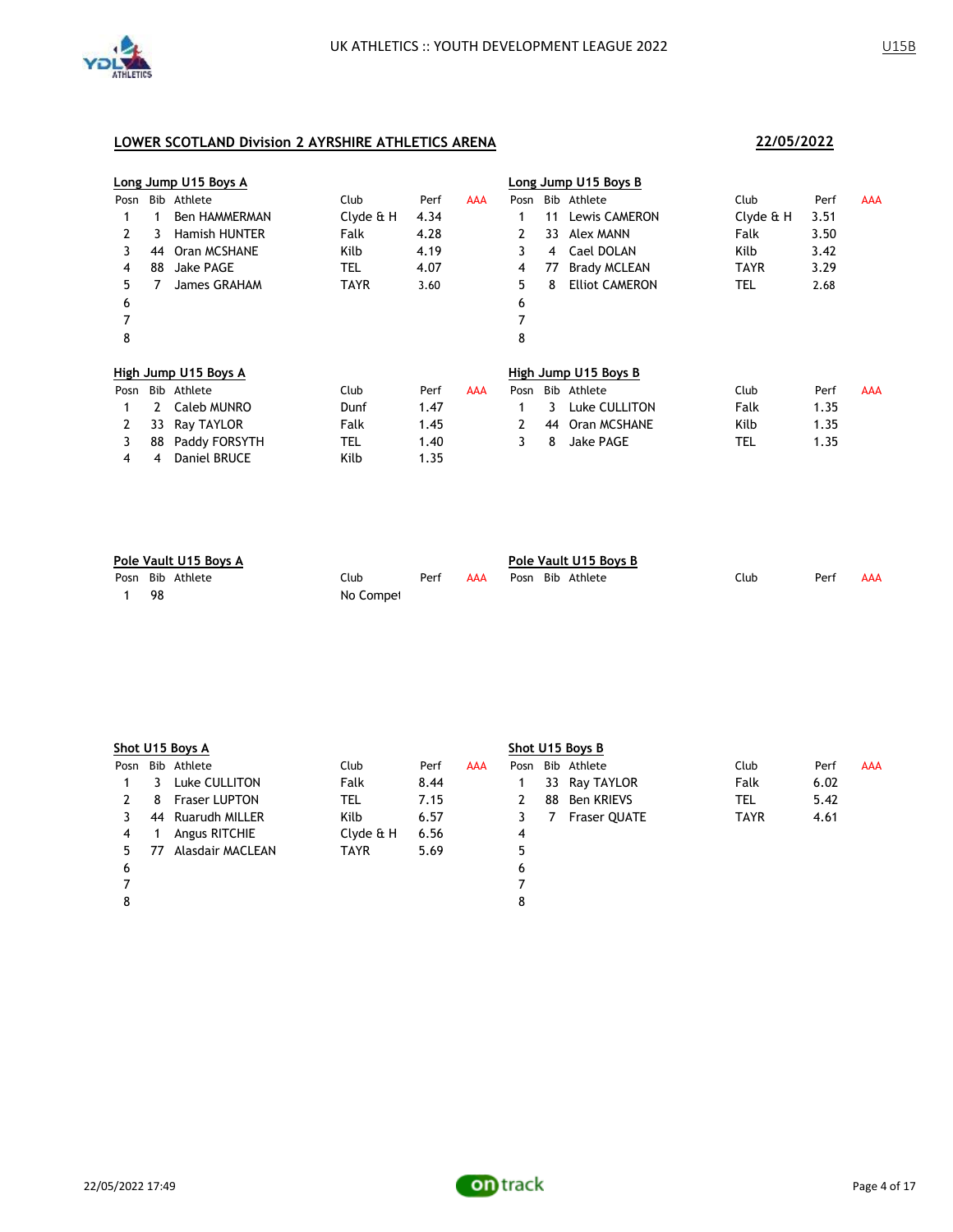UK ATHLETICS :: YOUTH DEVELOPMENT LEAGUE 2022

U15B

## LOWER SCOTLAND Division 2 AYRSHIRE ATHLETICS ARENA

**22/05/2022**

### Long Jump U15 Boys A

| Posn | Bib | Athlete | Club | Perf | AAA |
|---|---|---|---|---|---|
| 1 | 1 | Ben HAMMERMAN | Clyde & H | 4.34 | |
| 2 | 3 | Hamish HUNTER | Falk | 4.28 | |
| 3 | 44 | Oran MCSHANE | Kilb | 4.19 | |
| 4 | 88 | Jake PAGE | TEL | 4.07 | |
| 5 | 7 | James GRAHAM | TAYR | 3.60 | |
| 6 | | | | | |
| 7 | | | | | |
| 8 | | | | | |

### Long Jump U15 Boys B

| Posn | Bib | Athlete | Club | Perf | AAA |
|---|---|---|---|---|---|
| 1 | 11 | Lewis CAMERON | Clyde & H | 3.51 | |
| 2 | 33 | Alex MANN | Falk | 3.50 | |
| 3 | 4 | Cael DOLAN | Kilb | 3.42 | |
| 4 | 77 | Brady MCLEAN | TAYR | 3.29 | |
| 5 | 8 | Elliot CAMERON | TEL | 2.68 | |
| 6 | | | | | |
| 7 | | | | | |
| 8 | | | | | |

### High Jump U15 Boys A

| Posn | Bib | Athlete | Club | Perf | AAA |
|---|---|---|---|---|---|
| 1 | 2 | Caleb MUNRO | Dunf | 1.47 | |
| 2 | 33 | Ray TAYLOR | Falk | 1.45 | |
| 3 | 88 | Paddy FORSYTH | TEL | 1.40 | |
| 4 | 4 | Daniel BRUCE | Kilb | 1.35 | |

### High Jump U15 Boys B

| Posn | Bib | Athlete | Club | Perf | AAA |
|---|---|---|---|---|---|
| 1 | 3 | Luke CULLITON | Falk | 1.35 | |
| 2 | 44 | Oran MCSHANE | Kilb | 1.35 | |
| 3 | 8 | Jake PAGE | TEL | 1.35 | |

### Pole Vault U15 Boys A

| Posn | Bib | Athlete | Club | Perf | AAA |
|---|---|---|---|---|---|
| 1 | 98 | | No Compet | | |

### Pole Vault U15 Boys B

| Posn | Bib | Athlete | Club | Perf | AAA |
|---|---|---|---|---|---|

### Shot U15 Boys A

| Posn | Bib | Athlete | Club | Perf | AAA |
|---|---|---|---|---|---|
| 1 | 3 | Luke CULLITON | Falk | 8.44 | |
| 2 | 8 | Fraser LUPTON | TEL | 7.15 | |
| 3 | 44 | Ruarudh MILLER | Kilb | 6.57 | |
| 4 | 1 | Angus RITCHIE | Clyde & H | 6.56 | |
| 5 | 77 | Alasdair MACLEAN | TAYR | 5.69 | |
| 6 | | | | | |
| 7 | | | | | |
| 8 | | | | | |

### Shot U15 Boys B

| Posn | Bib | Athlete | Club | Perf | AAA |
|---|---|---|---|---|---|
| 1 | 33 | Ray TAYLOR | Falk | 6.02 | |
| 2 | 88 | Ben KRIEVS | TEL | 5.42 | |
| 3 | 7 | Fraser QUATE | TAYR | 4.61 | |
| 4 | | | | | |
| 5 | | | | | |
| 6 | | | | | |
| 7 | | | | | |
| 8 | | | | | |

22/05/2022 17:49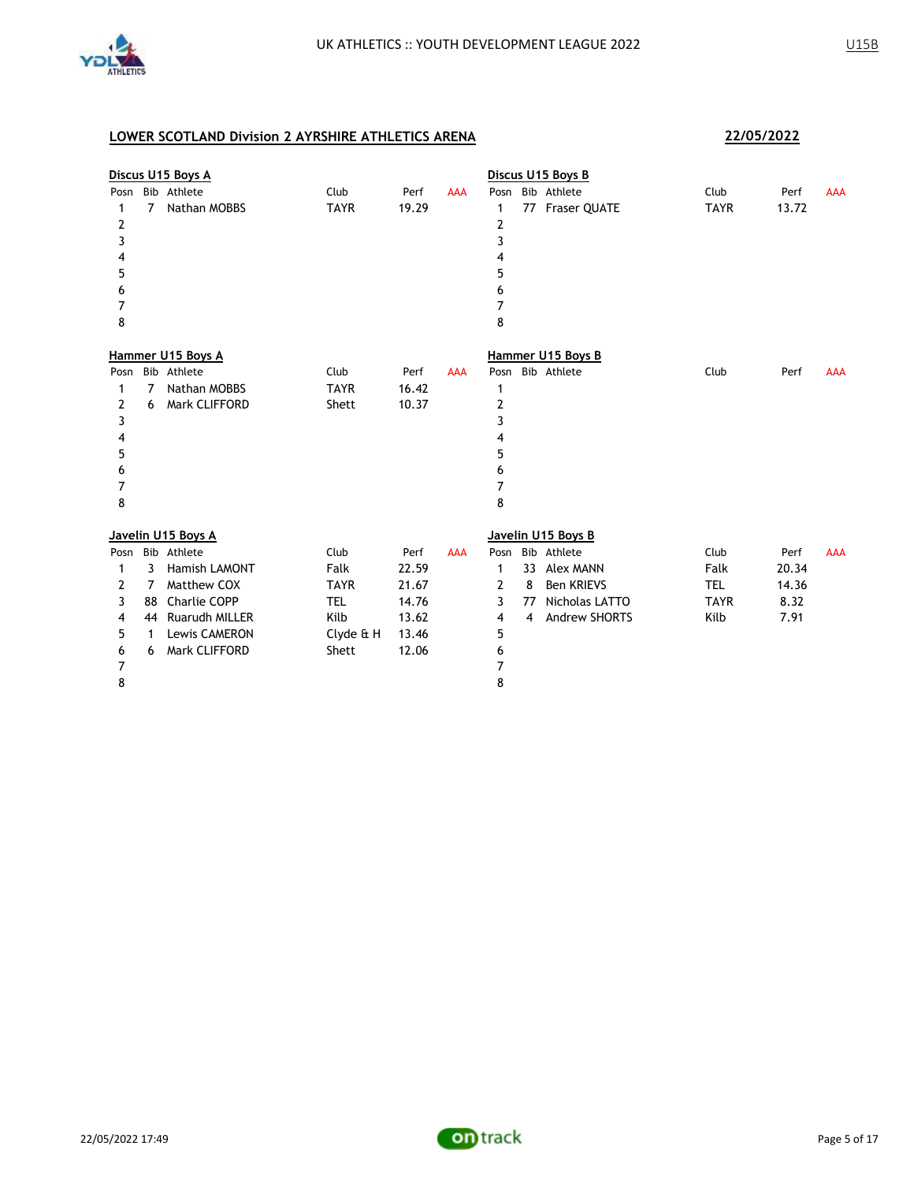## LOWER SCOTLAND Division 2 AYRSHIRE ATHLETICS ARENA

**22/05/2022**

### Discus U15 Boys A

| Posn | Bib | Athlete | Club | Perf | AAA |
|---|---|---|---|---|---|
| 1 | 7 | Nathan MOBBS | TAYR | 19.29 | |
| 2 | | | | | |
| 3 | | | | | |
| 4 | | | | | |
| 5 | | | | | |
| 6 | | | | | |
| 7 | | | | | |
| 8 | | | | | |

### Discus U15 Boys B

| Posn | Bib | Athlete | Club | Perf | AAA |
|---|---|---|---|---|---|
| 1 | 77 | Fraser QUATE | TAYR | 13.72 | |
| 2 | | | | | |
| 3 | | | | | |
| 4 | | | | | |
| 5 | | | | | |
| 6 | | | | | |
| 7 | | | | | |
| 8 | | | | | |

### Hammer U15 Boys A

| Posn | Bib | Athlete | Club | Perf | AAA |
|---|---|---|---|---|---|
| 1 | 7 | Nathan MOBBS | TAYR | 16.42 | |
| 2 | 6 | Mark CLIFFORD | Shett | 10.37 | |
| 3 | | | | | |
| 4 | | | | | |
| 5 | | | | | |
| 6 | | | | | |
| 7 | | | | | |
| 8 | | | | | |

### Hammer U15 Boys B

| Posn | Bib | Athlete | Club | Perf | AAA |
|---|---|---|---|---|---|
| 1 | | | | | |
| 2 | | | | | |
| 3 | | | | | |
| 4 | | | | | |
| 5 | | | | | |
| 6 | | | | | |
| 7 | | | | | |
| 8 | | | | | |

### Javelin U15 Boys A

| Posn | Bib | Athlete | Club | Perf | AAA |
|---|---|---|---|---|---|
| 1 | 3 | Hamish LAMONT | Falk | 22.59 | |
| 2 | 7 | Matthew COX | TAYR | 21.67 | |
| 3 | 88 | Charlie COPP | TEL | 14.76 | |
| 4 | 44 | Ruarudh MILLER | Kilb | 13.62 | |
| 5 | 1 | Lewis CAMERON | Clyde & H | 13.46 | |
| 6 | 6 | Mark CLIFFORD | Shett | 12.06 | |
| 7 | | | | | |
| 8 | | | | | |

### Javelin U15 Boys B

| Posn | Bib | Athlete | Club | Perf | AAA |
|---|---|---|---|---|---|
| 1 | 33 | Alex MANN | Falk | 20.34 | |
| 2 | 8 | Ben KRIEVS | TEL | 14.36 | |
| 3 | 77 | Nicholas LATTO | TAYR | 8.32 | |
| 4 | 4 | Andrew SHORTS | Kilb | 7.91 | |
| 5 | | | | | |
| 6 | | | | | |
| 7 | | | | | |
| 8 | | | | | |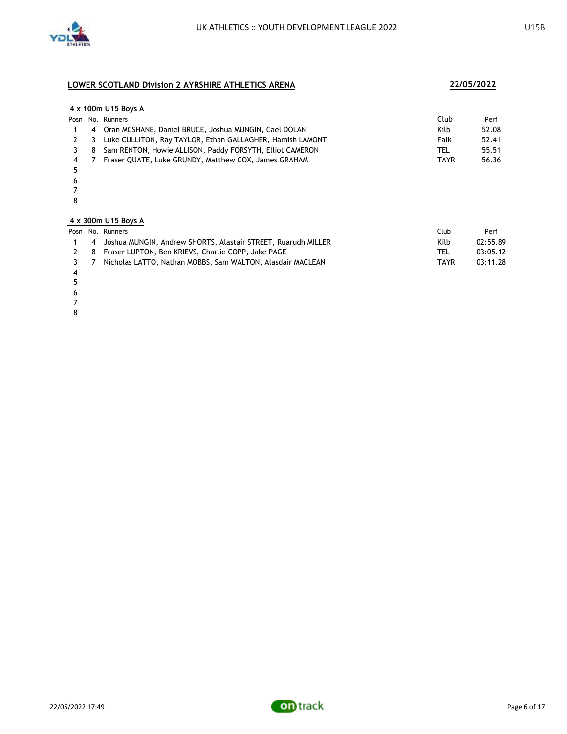## LOWER SCOTLAND Division 2 AYRSHIRE ATHLETICS ARENA

**22/05/2022**

### 4 x 100m U15 Boys A

| Posn | No. | Runners | Club | Perf |
|---|---|---|---|---|
| 1 | 4 | Oran MCSHANE, Daniel BRUCE, Joshua MUNGIN, Cael DOLAN | Kilb | 52.08 |
| 2 | 3 | Luke CULLITON, Ray TAYLOR, Ethan GALLAGHER, Hamish LAMONT | Falk | 52.41 |
| 3 | 8 | Sam RENTON, Howie ALLISON, Paddy FORSYTH, Elliot CAMERON | TEL | 55.51 |
| 4 | 7 | Fraser QUATE, Luke GRUNDY, Matthew COX, James GRAHAM | TAYR | 56.36 |
| 5 | | | | |
| 6 | | | | |
| 7 | | | | |
| 8 | | | | |

### 4 x 300m U15 Boys A

| Posn | No. | Runners | Club | Perf |
|---|---|---|---|---|
| 1 | 4 | Joshua MUNGIN, Andrew SHORTS, Alastair STREET, Ruarudh MILLER | Kilb | 02:55.89 |
| 2 | 8 | Fraser LUPTON, Ben KRIEVS, Charlie COPP, Jake PAGE | TEL | 03:05.12 |
| 3 | 7 | Nicholas LATTO, Nathan MOBBS, Sam WALTON, Alasdair MACLEAN | TAYR | 03:11.28 |
| 4 | | | | |
| 5 | | | | |
| 6 | | | | |
| 7 | | | | |
| 8 | | | | |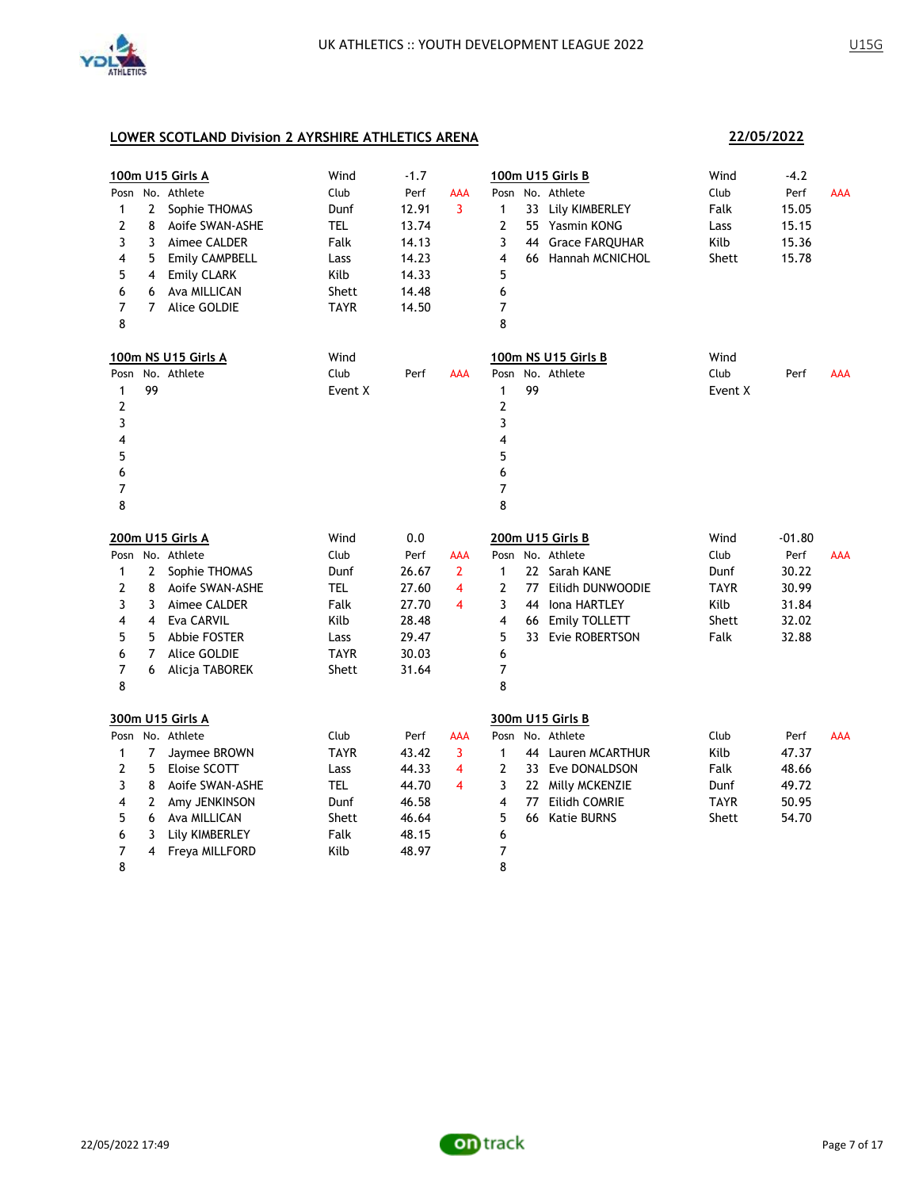UK ATHLETICS :: YOUTH DEVELOPMENT LEAGUE 2022

U15G

## LOWER SCOTLAND Division 2 AYRSHIRE ATHLETICS ARENA

**22/05/2022**

### 100m U15 Girls A

Wind: -1.7

| Posn | No. | Athlete | Club | Perf | AAA |
|---|---|---|---|---|---|
| 1 | 2 | Sophie THOMAS | Dunf | 12.91 | 3 |
| 2 | 8 | Aoife SWAN-ASHE | TEL | 13.74 | |
| 3 | 3 | Aimee CALDER | Falk | 14.13 | |
| 4 | 5 | Emily CAMPBELL | Lass | 14.23 | |
| 5 | 4 | Emily CLARK | Kilb | 14.33 | |
| 6 | 6 | Ava MILLICAN | Shett | 14.48 | |
| 7 | 7 | Alice GOLDIE | TAYR | 14.50 | |
| 8 | | | | | |

### 100m U15 Girls B

Wind: -4.2

| Posn | No. | Athlete | Club | Perf | AAA |
|---|---|---|---|---|---|
| 1 | 33 | Lily KIMBERLEY | Falk | 15.05 | |
| 2 | 55 | Yasmin KONG | Lass | 15.15 | |
| 3 | 44 | Grace FARQUHAR | Kilb | 15.36 | |
| 4 | 66 | Hannah MCNICHOL | Shett | 15.78 | |
| 5 | | | | | |
| 6 | | | | | |
| 7 | | | | | |
| 8 | | | | | |

### 100m NS U15 Girls A

Wind:

| Posn | No. | Athlete | Club | Perf | AAA |
|---|---|---|---|---|---|
| 1 | 99 | | Event X | | |
| 2 | | | | | |
| 3 | | | | | |
| 4 | | | | | |
| 5 | | | | | |
| 6 | | | | | |
| 7 | | | | | |
| 8 | | | | | |

### 100m NS U15 Girls B

Wind:

| Posn | No. | Athlete | Club | Perf | AAA |
|---|---|---|---|---|---|
| 1 | 99 | | Event X | | |
| 2 | | | | | |
| 3 | | | | | |
| 4 | | | | | |
| 5 | | | | | |
| 6 | | | | | |
| 7 | | | | | |
| 8 | | | | | |

### 200m U15 Girls A

Wind: 0.0

| Posn | No. | Athlete | Club | Perf | AAA |
|---|---|---|---|---|---|
| 1 | 2 | Sophie THOMAS | Dunf | 26.67 | 2 |
| 2 | 8 | Aoife SWAN-ASHE | TEL | 27.60 | 4 |
| 3 | 3 | Aimee CALDER | Falk | 27.70 | 4 |
| 4 | 4 | Eva CARVIL | Kilb | 28.48 | |
| 5 | 5 | Abbie FOSTER | Lass | 29.47 | |
| 6 | 7 | Alice GOLDIE | TAYR | 30.03 | |
| 7 | 6 | Alicja TABOREK | Shett | 31.64 | |
| 8 | | | | | |

### 200m U15 Girls B

Wind: -01.80

| Posn | No. | Athlete | Club | Perf | AAA |
|---|---|---|---|---|---|
| 1 | 22 | Sarah KANE | Dunf | 30.22 | |
| 2 | 77 | Eilidh DUNWOODIE | TAYR | 30.99 | |
| 3 | 44 | Iona HARTLEY | Kilb | 31.84 | |
| 4 | 66 | Emily TOLLETT | Shett | 32.02 | |
| 5 | 33 | Evie ROBERTSON | Falk | 32.88 | |
| 6 | | | | | |
| 7 | | | | | |
| 8 | | | | | |

### 300m U15 Girls A

| Posn | No. | Athlete | Club | Perf | AAA |
|---|---|---|---|---|---|
| 1 | 7 | Jaymee BROWN | TAYR | 43.42 | 3 |
| 2 | 5 | Eloise SCOTT | Lass | 44.33 | 4 |
| 3 | 8 | Aoife SWAN-ASHE | TEL | 44.70 | 4 |
| 4 | 2 | Amy JENKINSON | Dunf | 46.58 | |
| 5 | 6 | Ava MILLICAN | Shett | 46.64 | |
| 6 | 3 | Lily KIMBERLEY | Falk | 48.15 | |
| 7 | 4 | Freya MILLFORD | Kilb | 48.97 | |
| 8 | | | | | |

### 300m U15 Girls B

| Posn | No. | Athlete | Club | Perf | AAA |
|---|---|---|---|---|---|
| 1 | 44 | Lauren MCARTHUR | Kilb | 47.37 | |
| 2 | 33 | Eve DONALDSON | Falk | 48.66 | |
| 3 | 22 | Milly MCKENZIE | Dunf | 49.72 | |
| 4 | 77 | Eilidh COMRIE | TAYR | 50.95 | |
| 5 | 66 | Katie BURNS | Shett | 54.70 | |
| 6 | | | | | |
| 7 | | | | | |
| 8 | | | | | |

22/05/2022 17:49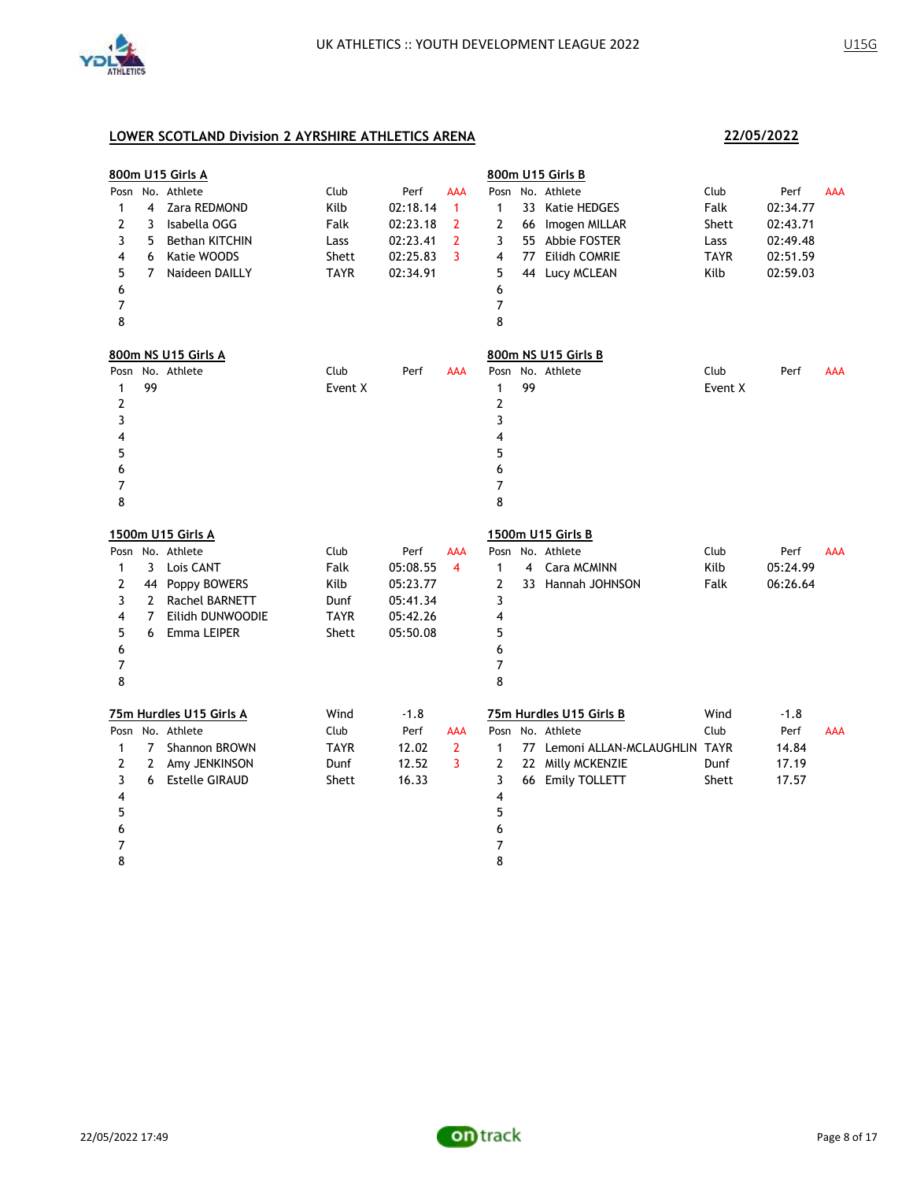## LOWER SCOTLAND Division 2 AYRSHIRE ATHLETICS ARENA

**22/05/2022**

### 800m U15 Girls A

| Posn | No. | Athlete | Club | Perf | AAA |
|---|---|---|---|---|---|
| 1 | 4 | Zara REDMOND | Kilb | 02:18.14 | 1 |
| 2 | 3 | Isabella OGG | Falk | 02:23.18 | 2 |
| 3 | 5 | Bethan KITCHIN | Lass | 02:23.41 | 2 |
| 4 | 6 | Katie WOODS | Shett | 02:25.83 | 3 |
| 5 | 7 | Naideen DAILLY | TAYR | 02:34.91 | |
| 6 | | | | | |
| 7 | | | | | |
| 8 | | | | | |

### 800m U15 Girls B

| Posn | No. | Athlete | Club | Perf | AAA |
|---|---|---|---|---|---|
| 1 | 33 | Katie HEDGES | Falk | 02:34.77 | |
| 2 | 66 | Imogen MILLAR | Shett | 02:43.71 | |
| 3 | 55 | Abbie FOSTER | Lass | 02:49.48 | |
| 4 | 77 | Eilidh COMRIE | TAYR | 02:51.59 | |
| 5 | 44 | Lucy MCLEAN | Kilb | 02:59.03 | |
| 6 | | | | | |
| 7 | | | | | |
| 8 | | | | | |

### 800m NS U15 Girls A

| Posn | No. | Athlete | Club | Perf | AAA |
|---|---|---|---|---|---|
| 1 | 99 | | Event X | | |
| 2 | | | | | |
| 3 | | | | | |
| 4 | | | | | |
| 5 | | | | | |
| 6 | | | | | |
| 7 | | | | | |
| 8 | | | | | |

### 800m NS U15 Girls B

| Posn | No. | Athlete | Club | Perf | AAA |
|---|---|---|---|---|---|
| 1 | 99 | | Event X | | |
| 2 | | | | | |
| 3 | | | | | |
| 4 | | | | | |
| 5 | | | | | |
| 6 | | | | | |
| 7 | | | | | |
| 8 | | | | | |

### 1500m U15 Girls A

| Posn | No. | Athlete | Club | Perf | AAA |
|---|---|---|---|---|---|
| 1 | 3 | Lois CANT | Falk | 05:08.55 | 4 |
| 2 | 44 | Poppy BOWERS | Kilb | 05:23.77 | |
| 3 | 2 | Rachel BARNETT | Dunf | 05:41.34 | |
| 4 | 7 | Eilidh DUNWOODIE | TAYR | 05:42.26 | |
| 5 | 6 | Emma LEIPER | Shett | 05:50.08 | |
| 6 | | | | | |
| 7 | | | | | |
| 8 | | | | | |

### 1500m U15 Girls B

| Posn | No. | Athlete | Club | Perf | AAA |
|---|---|---|---|---|---|
| 1 | 4 | Cara MCMINN | Kilb | 05:24.99 | |
| 2 | 33 | Hannah JOHNSON | Falk | 06:26.64 | |
| 3 | | | | | |
| 4 | | | | | |
| 5 | | | | | |
| 6 | | | | | |
| 7 | | | | | |
| 8 | | | | | |

### 75m Hurdles U15 Girls A

Wind -1.8

| Posn | No. | Athlete | Club | Perf | AAA |
|---|---|---|---|---|---|
| 1 | 7 | Shannon BROWN | TAYR | 12.02 | 2 |
| 2 | 2 | Amy JENKINSON | Dunf | 12.52 | 3 |
| 3 | 6 | Estelle GIRAUD | Shett | 16.33 | |
| 4 | | | | | |
| 5 | | | | | |
| 6 | | | | | |
| 7 | | | | | |
| 8 | | | | | |

### 75m Hurdles U15 Girls B

Wind -1.8

| Posn | No. | Athlete | Club | Perf | AAA |
|---|---|---|---|---|---|
| 1 | 77 | Lemoni ALLAN-MCLAUGHLIN | TAYR | 14.84 | |
| 2 | 22 | Milly MCKENZIE | Dunf | 17.19 | |
| 3 | 66 | Emily TOLLETT | Shett | 17.57 | |
| 4 | | | | | |
| 5 | | | | | |
| 6 | | | | | |
| 7 | | | | | |
| 8 | | | | | |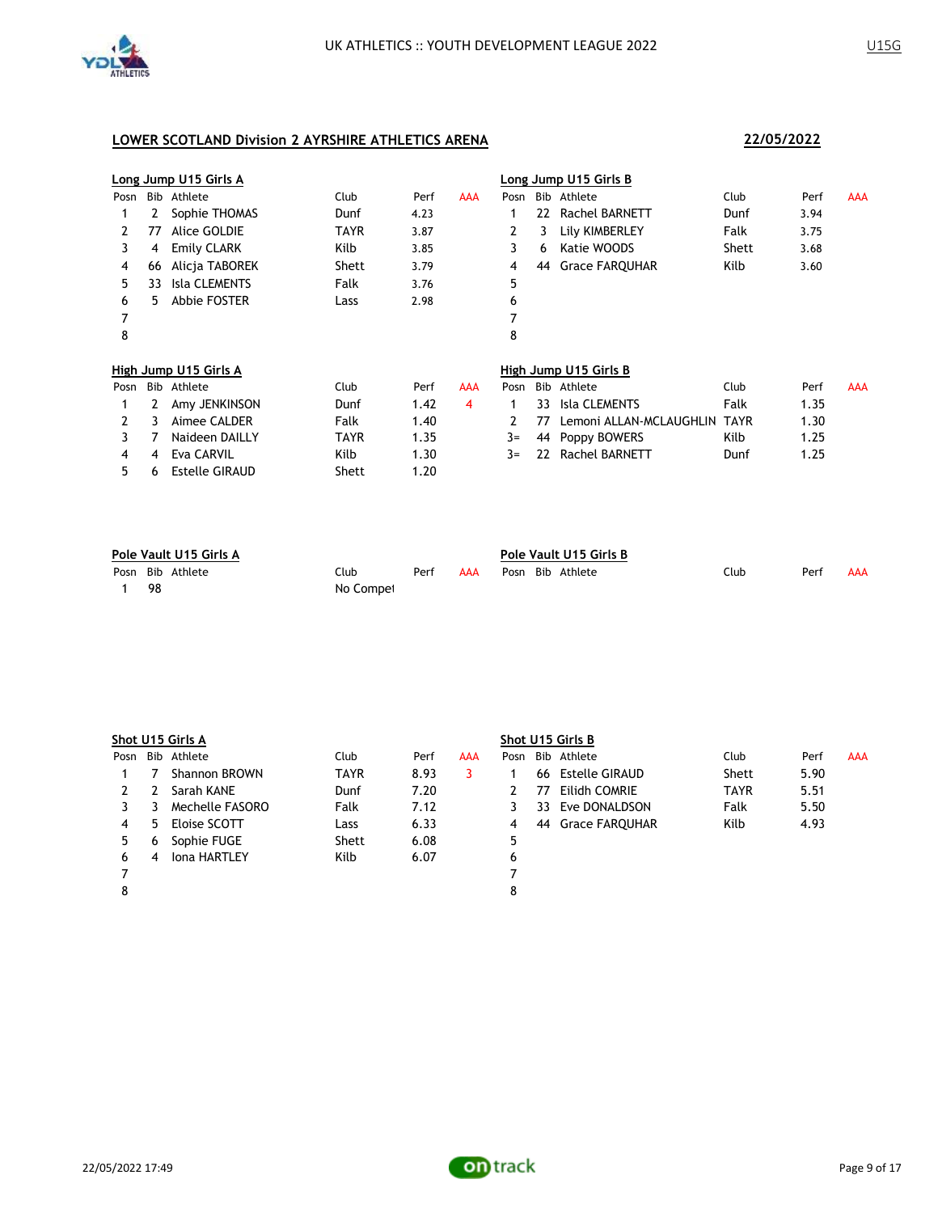## LOWER SCOTLAND Division 2 AYRSHIRE ATHLETICS ARENA

**22/05/2022**

### Long Jump U15 Girls A

| Posn | Bib | Athlete | Club | Perf | AAA |
|---|---|---|---|---|---|
| 1 | 2 | Sophie THOMAS | Dunf | 4.23 | |
| 2 | 77 | Alice GOLDIE | TAYR | 3.87 | |
| 3 | 4 | Emily CLARK | Kilb | 3.85 | |
| 4 | 66 | Alicja TABOREK | Shett | 3.79 | |
| 5 | 33 | Isla CLEMENTS | Falk | 3.76 | |
| 6 | 5 | Abbie FOSTER | Lass | 2.98 | |
| 7 | | | | | |
| 8 | | | | | |

### Long Jump U15 Girls B

| Posn | Bib | Athlete | Club | Perf | AAA |
|---|---|---|---|---|---|
| 1 | 22 | Rachel BARNETT | Dunf | 3.94 | |
| 2 | 3 | Lily KIMBERLEY | Falk | 3.75 | |
| 3 | 6 | Katie WOODS | Shett | 3.68 | |
| 4 | 44 | Grace FARQUHAR | Kilb | 3.60 | |
| 5 | | | | | |
| 6 | | | | | |
| 7 | | | | | |
| 8 | | | | | |

### High Jump U15 Girls A

| Posn | Bib | Athlete | Club | Perf | AAA |
|---|---|---|---|---|---|
| 1 | 2 | Amy JENKINSON | Dunf | 1.42 | 4 |
| 2 | 3 | Aimee CALDER | Falk | 1.40 | |
| 3 | 7 | Naideen DAILLY | TAYR | 1.35 | |
| 4 | 4 | Eva CARVIL | Kilb | 1.30 | |
| 5 | 6 | Estelle GIRAUD | Shett | 1.20 | |

### High Jump U15 Girls B

| Posn | Bib | Athlete | Club | Perf | AAA |
|---|---|---|---|---|---|
| 1 | 33 | Isla CLEMENTS | Falk | 1.35 | |
| 2 | 77 | Lemoni ALLAN-MCLAUGHLIN | TAYR | 1.30 | |
| 3= | 44 | Poppy BOWERS | Kilb | 1.25 | |
| 3= | 22 | Rachel BARNETT | Dunf | 1.25 | |

### Pole Vault U15 Girls A

| Posn | Bib | Athlete | Club | Perf | AAA |
|---|---|---|---|---|---|
| 1 | 98 | | No Compet | | |

### Pole Vault U15 Girls B

| Posn | Bib | Athlete | Club | Perf | AAA |
|---|---|---|---|---|---|

### Shot U15 Girls A

| Posn | Bib | Athlete | Club | Perf | AAA |
|---|---|---|---|---|---|
| 1 | 7 | Shannon BROWN | TAYR | 8.93 | 3 |
| 2 | 2 | Sarah KANE | Dunf | 7.20 | |
| 3 | 3 | Mechelle FASORO | Falk | 7.12 | |
| 4 | 5 | Eloise SCOTT | Lass | 6.33 | |
| 5 | 6 | Sophie FUGE | Shett | 6.08 | |
| 6 | 4 | Iona HARTLEY | Kilb | 6.07 | |
| 7 | | | | | |
| 8 | | | | | |

### Shot U15 Girls B

| Posn | Bib | Athlete | Club | Perf | AAA |
|---|---|---|---|---|---|
| 1 | 66 | Estelle GIRAUD | Shett | 5.90 | |
| 2 | 77 | Eilidh COMRIE | TAYR | 5.51 | |
| 3 | 33 | Eve DONALDSON | Falk | 5.50 | |
| 4 | 44 | Grace FARQUHAR | Kilb | 4.93 | |
| 5 | | | | | |
| 6 | | | | | |
| 7 | | | | | |
| 8 | | | | | |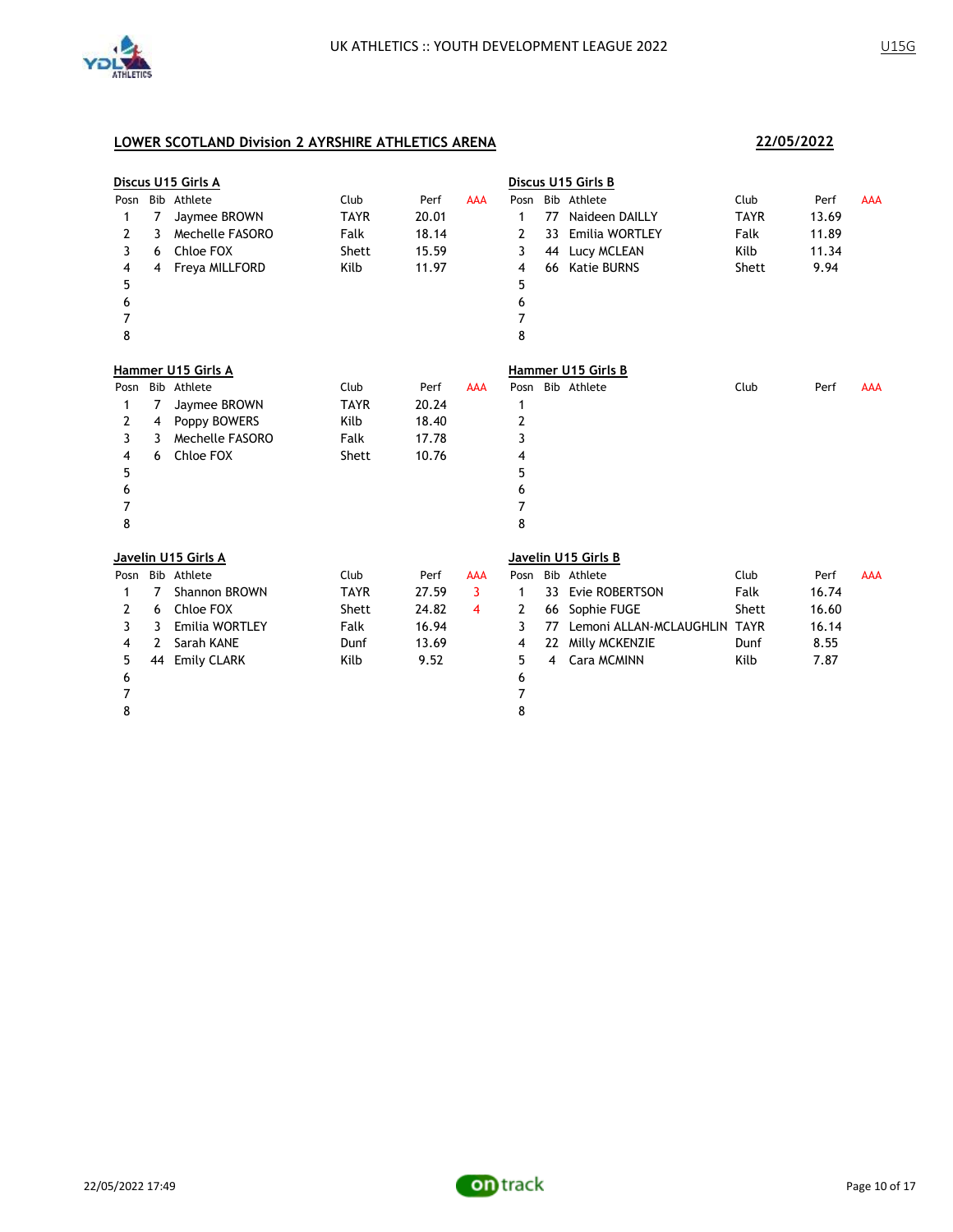## LOWER SCOTLAND Division 2 AYRSHIRE ATHLETICS ARENA

**22/05/2022**

### Discus U15 Girls A

| Posn | Bib | Athlete | Club | Perf | AAA |
|---|---|---|---|---|---|
| 1 | 7 | Jaymee BROWN | TAYR | 20.01 | |
| 2 | 3 | Mechelle FASORO | Falk | 18.14 | |
| 3 | 6 | Chloe FOX | Shett | 15.59 | |
| 4 | 4 | Freya MILLFORD | Kilb | 11.97 | |
| 5 | | | | | |
| 6 | | | | | |
| 7 | | | | | |
| 8 | | | | | |

### Discus U15 Girls B

| Posn | Bib | Athlete | Club | Perf | AAA |
|---|---|---|---|---|---|
| 1 | 77 | Naideen DAILLY | TAYR | 13.69 | |
| 2 | 33 | Emilia WORTLEY | Falk | 11.89 | |
| 3 | 44 | Lucy MCLEAN | Kilb | 11.34 | |
| 4 | 66 | Katie BURNS | Shett | 9.94 | |
| 5 | | | | | |
| 6 | | | | | |
| 7 | | | | | |
| 8 | | | | | |

### Hammer U15 Girls A

| Posn | Bib | Athlete | Club | Perf | AAA |
|---|---|---|---|---|---|
| 1 | 7 | Jaymee BROWN | TAYR | 20.24 | |
| 2 | 4 | Poppy BOWERS | Kilb | 18.40 | |
| 3 | 3 | Mechelle FASORO | Falk | 17.78 | |
| 4 | 6 | Chloe FOX | Shett | 10.76 | |
| 5 | | | | | |
| 6 | | | | | |
| 7 | | | | | |
| 8 | | | | | |

### Hammer U15 Girls B

| Posn | Bib | Athlete | Club | Perf | AAA |
|---|---|---|---|---|---|
| 1 | | | | | |
| 2 | | | | | |
| 3 | | | | | |
| 4 | | | | | |
| 5 | | | | | |
| 6 | | | | | |
| 7 | | | | | |
| 8 | | | | | |

### Javelin U15 Girls A

| Posn | Bib | Athlete | Club | Perf | AAA |
|---|---|---|---|---|---|
| 1 | 7 | Shannon BROWN | TAYR | 27.59 | 3 |
| 2 | 6 | Chloe FOX | Shett | 24.82 | 4 |
| 3 | 3 | Emilia WORTLEY | Falk | 16.94 | |
| 4 | 2 | Sarah KANE | Dunf | 13.69 | |
| 5 | 44 | Emily CLARK | Kilb | 9.52 | |
| 6 | | | | | |
| 7 | | | | | |
| 8 | | | | | |

### Javelin U15 Girls B

| Posn | Bib | Athlete | Club | Perf | AAA |
|---|---|---|---|---|---|
| 1 | 33 | Evie ROBERTSON | Falk | 16.74 | |
| 2 | 66 | Sophie FUGE | Shett | 16.60 | |
| 3 | 77 | Lemoni ALLAN-MCLAUGHLIN | TAYR | 16.14 | |
| 4 | 22 | Milly MCKENZIE | Dunf | 8.55 | |
| 5 | 4 | Cara MCMINN | Kilb | 7.87 | |
| 6 | | | | | |
| 7 | | | | | |
| 8 | | | | | |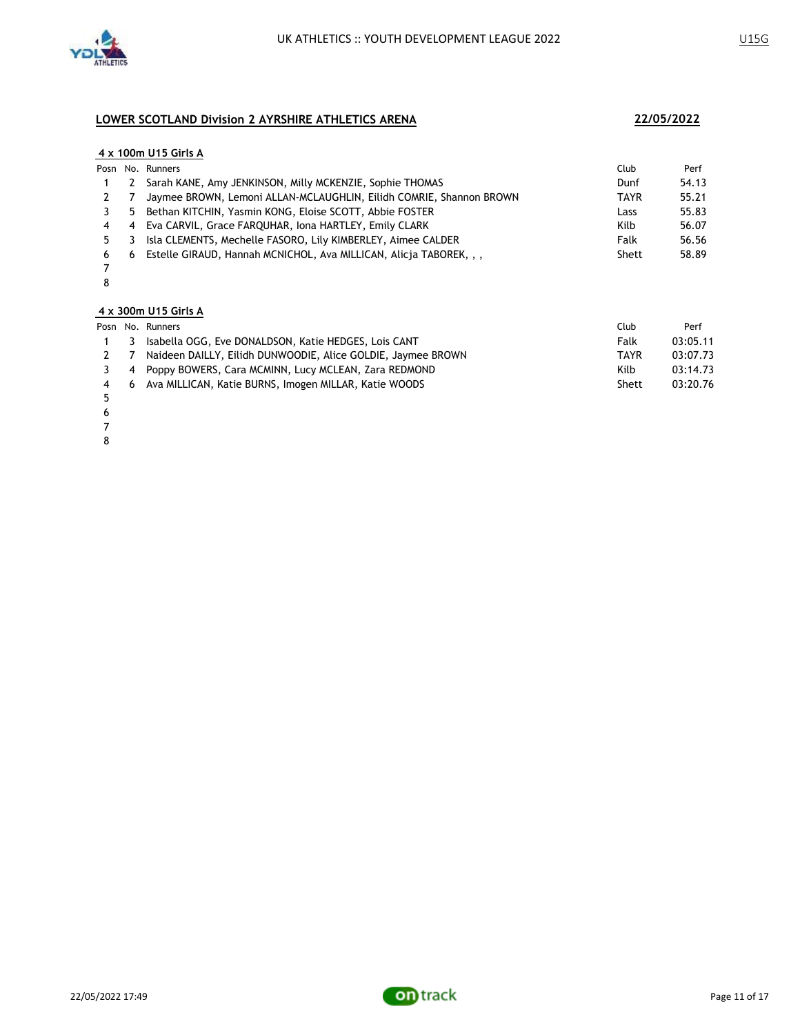## LOWER SCOTLAND Division 2 AYRSHIRE ATHLETICS ARENA

**22/05/2022**

### 4 x 100m U15 Girls A

| Posn | No. | Runners | Club | Perf |
|---|---|---|---|---|
| 1 | 2 | Sarah KANE, Amy JENKINSON, Milly MCKENZIE, Sophie THOMAS | Dunf | 54.13 |
| 2 | 7 | Jaymee BROWN, Lemoni ALLAN-MCLAUGHLIN, Eilidh COMRIE, Shannon BROWN | TAYR | 55.21 |
| 3 | 5 | Bethan KITCHIN, Yasmin KONG, Eloise SCOTT, Abbie FOSTER | Lass | 55.83 |
| 4 | 4 | Eva CARVIL, Grace FARQUHAR, Iona HARTLEY, Emily CLARK | Kilb | 56.07 |
| 5 | 3 | Isla CLEMENTS, Mechelle FASORO, Lily KIMBERLEY, Aimee CALDER | Falk | 56.56 |
| 6 | 6 | Estelle GIRAUD, Hannah MCNICHOL, Ava MILLICAN, Alicja TABOREK, , , | Shett | 58.89 |
| 7 | | | | |
| 8 | | | | |

### 4 x 300m U15 Girls A

| Posn | No. | Runners | Club | Perf |
|---|---|---|---|---|
| 1 | 3 | Isabella OGG, Eve DONALDSON, Katie HEDGES, Lois CANT | Falk | 03:05.11 |
| 2 | 7 | Naideen DAILLY, Eilidh DUNWOODIE, Alice GOLDIE, Jaymee BROWN | TAYR | 03:07.73 |
| 3 | 4 | Poppy BOWERS, Cara MCMINN, Lucy MCLEAN, Zara REDMOND | Kilb | 03:14.73 |
| 4 | 6 | Ava MILLICAN, Katie BURNS, Imogen MILLAR, Katie WOODS | Shett | 03:20.76 |
| 5 | | | | |
| 6 | | | | |
| 7 | | | | |
| 8 | | | | |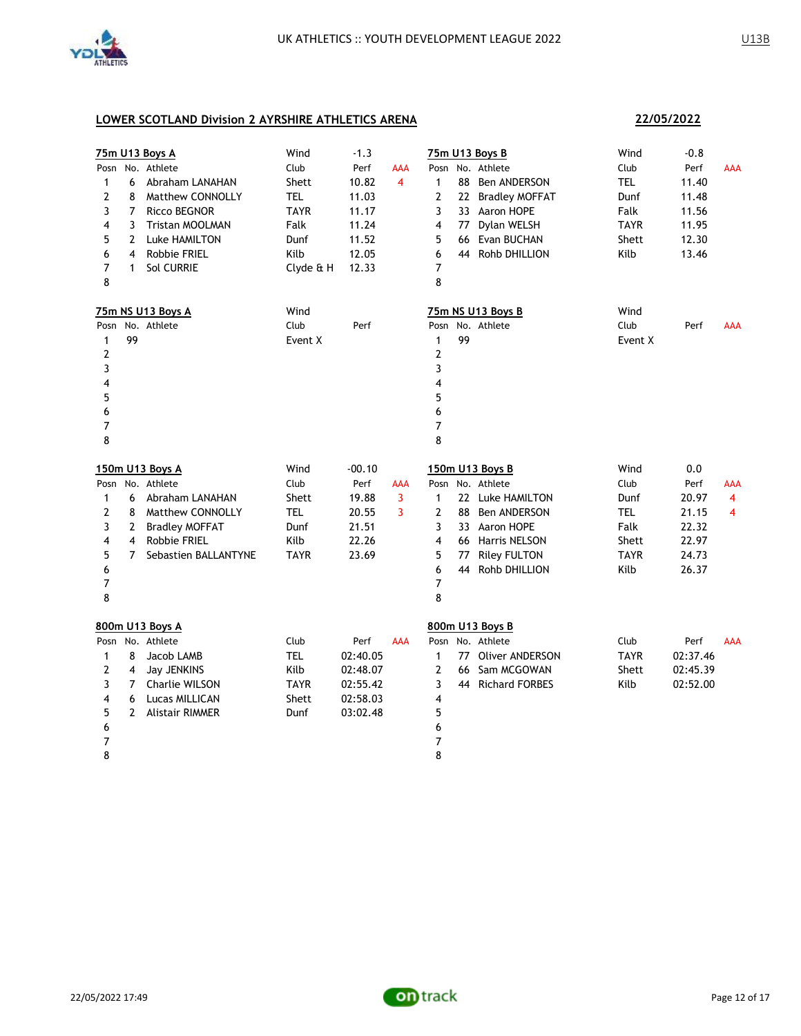# UK ATHLETICS :: YOUTH DEVELOPMENT LEAGUE 2022

U13B

## LOWER SCOTLAND Division 2 AYRSHIRE ATHLETICS ARENA

**22/05/2022**

### 75m U13 Boys A

Wind -1.3

| Posn | No. | Athlete | Club | Perf | AAA |
|---|---|---|---|---|---|
| 1 | 6 | Abraham LANAHAN | Shett | 10.82 | 4 |
| 2 | 8 | Matthew CONNOLLY | TEL | 11.03 | |
| 3 | 7 | Ricco BEGNOR | TAYR | 11.17 | |
| 4 | 3 | Tristan MOOLMAN | Falk | 11.24 | |
| 5 | 2 | Luke HAMILTON | Dunf | 11.52 | |
| 6 | 4 | Robbie FRIEL | Kilb | 12.05 | |
| 7 | 1 | Sol CURRIE | Clyde & H | 12.33 | |
| 8 | | | | | |

### 75m U13 Boys B

Wind -0.8

| Posn | No. | Athlete | Club | Perf | AAA |
|---|---|---|---|---|---|
| 1 | 88 | Ben ANDERSON | TEL | 11.40 | |
| 2 | 22 | Bradley MOFFAT | Dunf | 11.48 | |
| 3 | 33 | Aaron HOPE | Falk | 11.56 | |
| 4 | 77 | Dylan WELSH | TAYR | 11.95 | |
| 5 | 66 | Evan BUCHAN | Shett | 12.30 | |
| 6 | 44 | Rohb DHILLION | Kilb | 13.46 | |
| 7 | | | | | |
| 8 | | | | | |

### 75m NS U13 Boys A

Wind

| Posn | No. | Athlete | Club | Perf |
|---|---|---|---|---|
| 1 | 99 | | Event X | |
| 2 | | | | |
| 3 | | | | |
| 4 | | | | |
| 5 | | | | |
| 6 | | | | |
| 7 | | | | |
| 8 | | | | |

### 75m NS U13 Boys B

Wind

| Posn | No. | Athlete | Club | Perf | AAA |
|---|---|---|---|---|---|
| 1 | 99 | | Event X | | |
| 2 | | | | | |
| 3 | | | | | |
| 4 | | | | | |
| 5 | | | | | |
| 6 | | | | | |
| 7 | | | | | |
| 8 | | | | | |

### 150m U13 Boys A

Wind -00.10

| Posn | No. | Athlete | Club | Perf | AAA |
|---|---|---|---|---|---|
| 1 | 6 | Abraham LANAHAN | Shett | 19.88 | 3 |
| 2 | 8 | Matthew CONNOLLY | TEL | 20.55 | 3 |
| 3 | 2 | Bradley MOFFAT | Dunf | 21.51 | |
| 4 | 4 | Robbie FRIEL | Kilb | 22.26 | |
| 5 | 7 | Sebastien BALLANTYNE | TAYR | 23.69 | |
| 6 | | | | | |
| 7 | | | | | |
| 8 | | | | | |

### 150m U13 Boys B

Wind 0.0

| Posn | No. | Athlete | Club | Perf | AAA |
|---|---|---|---|---|---|
| 1 | 22 | Luke HAMILTON | Dunf | 20.97 | 4 |
| 2 | 88 | Ben ANDERSON | TEL | 21.15 | 4 |
| 3 | 33 | Aaron HOPE | Falk | 22.32 | |
| 4 | 66 | Harris NELSON | Shett | 22.97 | |
| 5 | 77 | Riley FULTON | TAYR | 24.73 | |
| 6 | 44 | Rohb DHILLION | Kilb | 26.37 | |
| 7 | | | | | |
| 8 | | | | | |

### 800m U13 Boys A

| Posn | No. | Athlete | Club | Perf | AAA |
|---|---|---|---|---|---|
| 1 | 8 | Jacob LAMB | TEL | 02:40.05 | |
| 2 | 4 | Jay JENKINS | Kilb | 02:48.07 | |
| 3 | 7 | Charlie WILSON | TAYR | 02:55.42 | |
| 4 | 6 | Lucas MILLICAN | Shett | 02:58.03 | |
| 5 | 2 | Alistair RIMMER | Dunf | 03:02.48 | |
| 6 | | | | | |
| 7 | | | | | |
| 8 | | | | | |

### 800m U13 Boys B

| Posn | No. | Athlete | Club | Perf | AAA |
|---|---|---|---|---|---|
| 1 | 77 | Oliver ANDERSON | TAYR | 02:37.46 | |
| 2 | 66 | Sam MCGOWAN | Shett | 02:45.39 | |
| 3 | 44 | Richard FORBES | Kilb | 02:52.00 | |
| 4 | | | | | |
| 5 | | | | | |
| 6 | | | | | |
| 7 | | | | | |
| 8 | | | | | |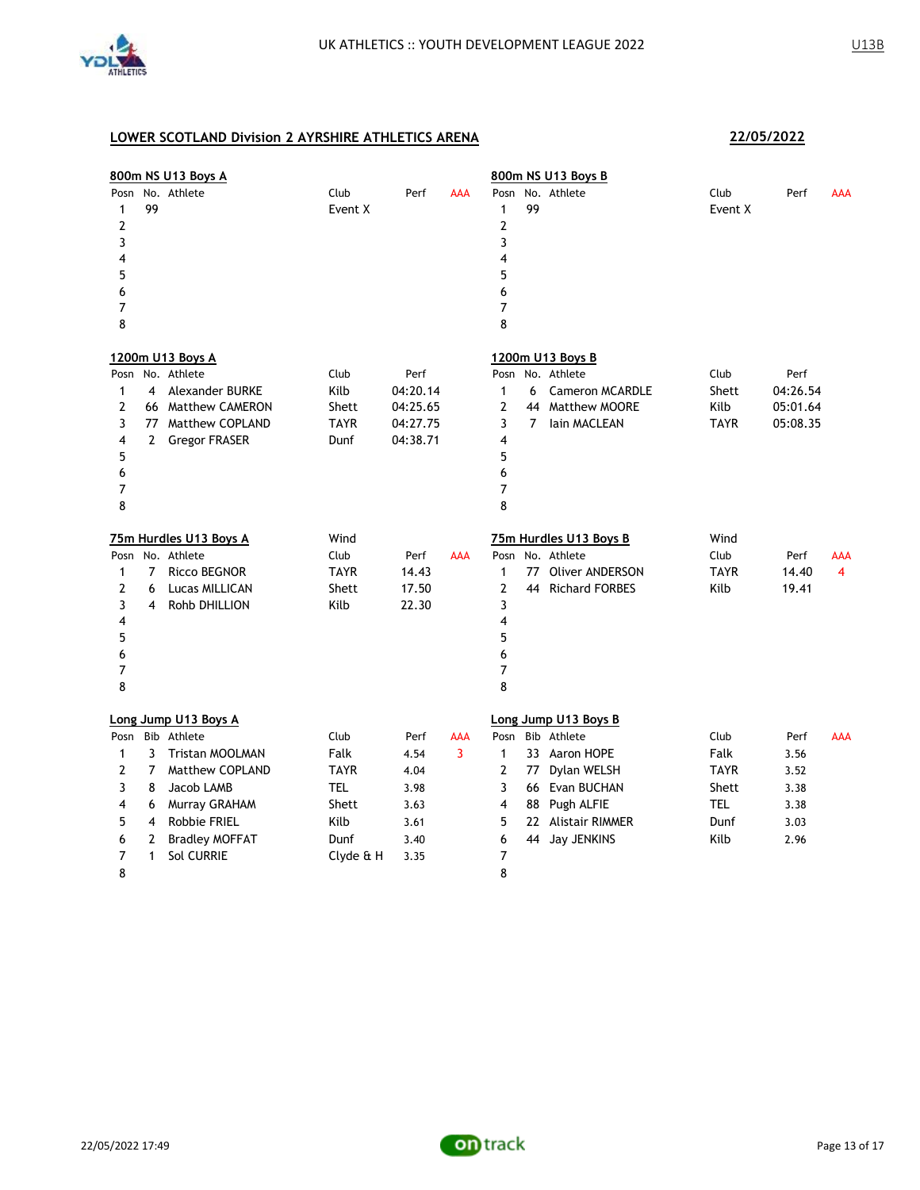## LOWER SCOTLAND Division 2 AYRSHIRE ATHLETICS ARENA

**22/05/2022**

### 800m NS U13 Boys A

| Posn | No. | Athlete | Club | Perf | AAA |
|---|---|---|---|---|---|
| 1 | 99 | | Event X | | |
| 2 | | | | | |
| 3 | | | | | |
| 4 | | | | | |
| 5 | | | | | |
| 6 | | | | | |
| 7 | | | | | |
| 8 | | | | | |

### 800m NS U13 Boys B

| Posn | No. | Athlete | Club | Perf | AAA |
|---|---|---|---|---|---|
| 1 | 99 | | Event X | | |
| 2 | | | | | |
| 3 | | | | | |
| 4 | | | | | |
| 5 | | | | | |
| 6 | | | | | |
| 7 | | | | | |
| 8 | | | | | |

### 1200m U13 Boys A

| Posn | No. | Athlete | Club | Perf |
|---|---|---|---|---|
| 1 | 4 | Alexander BURKE | Kilb | 04:20.14 |
| 2 | 66 | Matthew CAMERON | Shett | 04:25.65 |
| 3 | 77 | Matthew COPLAND | TAYR | 04:27.75 |
| 4 | 2 | Gregor FRASER | Dunf | 04:38.71 |
| 5 | | | | |
| 6 | | | | |
| 7 | | | | |
| 8 | | | | |

### 1200m U13 Boys B

| Posn | No. | Athlete | Club | Perf |
|---|---|---|---|---|
| 1 | 6 | Cameron MCARDLE | Shett | 04:26.54 |
| 2 | 44 | Matthew MOORE | Kilb | 05:01.64 |
| 3 | 7 | Iain MACLEAN | TAYR | 05:08.35 |
| 4 | | | | |
| 5 | | | | |
| 6 | | | | |
| 7 | | | | |
| 8 | | | | |

### 75m Hurdles U13 Boys A

Wind

| Posn | No. | Athlete | Club | Perf | AAA |
|---|---|---|---|---|---|
| 1 | 7 | Ricco BEGNOR | TAYR | 14.43 | |
| 2 | 6 | Lucas MILLICAN | Shett | 17.50 | |
| 3 | 4 | Rohb DHILLION | Kilb | 22.30 | |
| 4 | | | | | |
| 5 | | | | | |
| 6 | | | | | |
| 7 | | | | | |
| 8 | | | | | |

### 75m Hurdles U13 Boys B

Wind

| Posn | No. | Athlete | Club | Perf | AAA |
|---|---|---|---|---|---|
| 1 | 77 | Oliver ANDERSON | TAYR | 14.40 | 4 |
| 2 | 44 | Richard FORBES | Kilb | 19.41 | |
| 3 | | | | | |
| 4 | | | | | |
| 5 | | | | | |
| 6 | | | | | |
| 7 | | | | | |
| 8 | | | | | |

### Long Jump U13 Boys A

| Posn | Bib | Athlete | Club | Perf | AAA |
|---|---|---|---|---|---|
| 1 | 3 | Tristan MOOLMAN | Falk | 4.54 | 3 |
| 2 | 7 | Matthew COPLAND | TAYR | 4.04 | |
| 3 | 8 | Jacob LAMB | TEL | 3.98 | |
| 4 | 6 | Murray GRAHAM | Shett | 3.63 | |
| 5 | 4 | Robbie FRIEL | Kilb | 3.61 | |
| 6 | 2 | Bradley MOFFAT | Dunf | 3.40 | |
| 7 | 1 | Sol CURRIE | Clyde & H | 3.35 | |
| 8 | | | | | |

### Long Jump U13 Boys B

| Posn | Bib | Athlete | Club | Perf | AAA |
|---|---|---|---|---|---|
| 1 | 33 | Aaron HOPE | Falk | 3.56 | |
| 2 | 77 | Dylan WELSH | TAYR | 3.52 | |
| 3 | 66 | Evan BUCHAN | Shett | 3.38 | |
| 4 | 88 | Pugh ALFIE | TEL | 3.38 | |
| 5 | 22 | Alistair RIMMER | Dunf | 3.03 | |
| 6 | 44 | Jay JENKINS | Kilb | 2.96 | |
| 7 | | | | | |
| 8 | | | | | |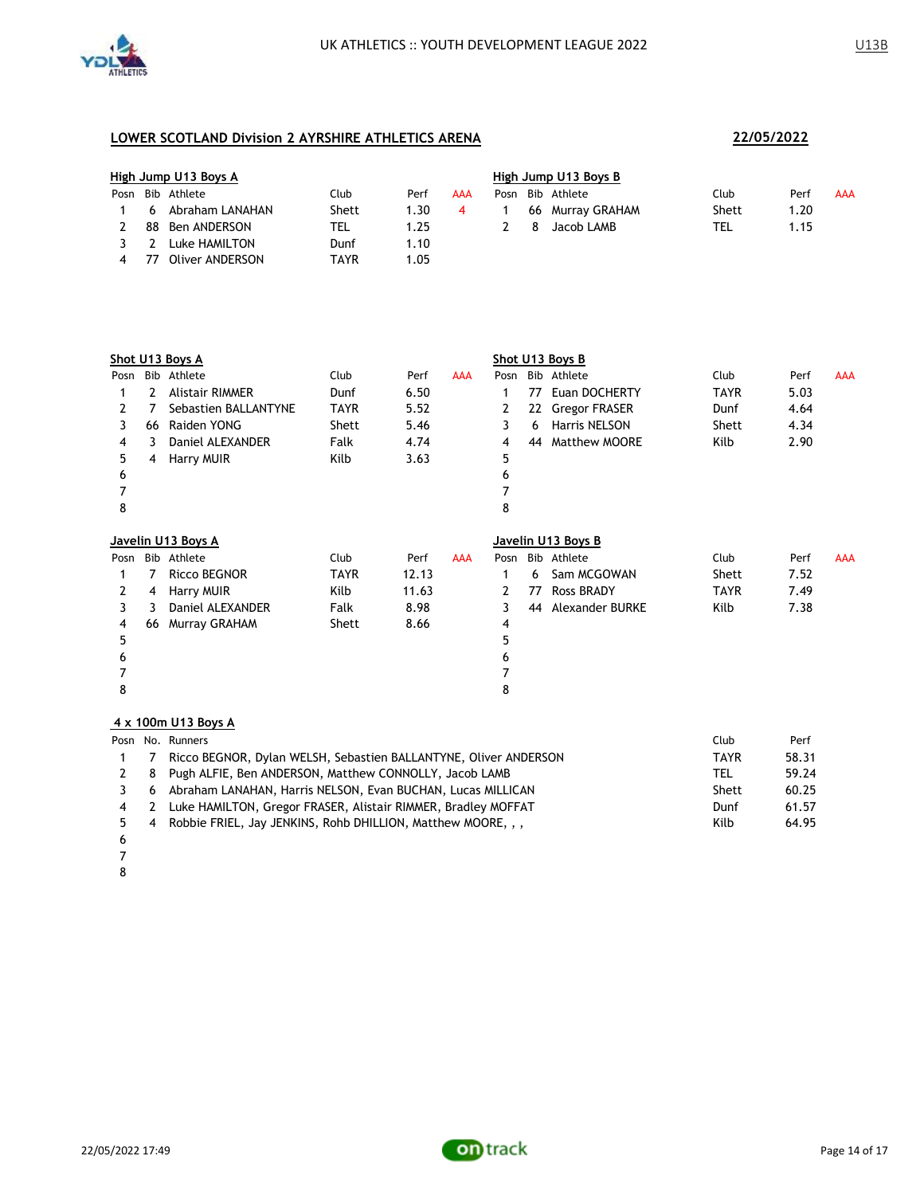## LOWER SCOTLAND Division 2 AYRSHIRE ATHLETICS ARENA

**22/05/2022**

### High Jump U13 Boys A

| Posn | Bib | Athlete | Club | Perf | AAA |
|---|---|---|---|---|---|
| 1 | 6 | Abraham LANAHAN | Shett | 1.30 | 4 |
| 2 | 88 | Ben ANDERSON | TEL | 1.25 | |
| 3 | 2 | Luke HAMILTON | Dunf | 1.10 | |
| 4 | 77 | Oliver ANDERSON | TAYR | 1.05 | |

### High Jump U13 Boys B

| Posn | Bib | Athlete | Club | Perf | AAA |
|---|---|---|---|---|---|
| 1 | 66 | Murray GRAHAM | Shett | 1.20 | |
| 2 | 8 | Jacob LAMB | TEL | 1.15 | |

### Shot U13 Boys A

| Posn | Bib | Athlete | Club | Perf | AAA |
|---|---|---|---|---|---|
| 1 | 2 | Alistair RIMMER | Dunf | 6.50 | |
| 2 | 7 | Sebastien BALLANTYNE | TAYR | 5.52 | |
| 3 | 66 | Raiden YONG | Shett | 5.46 | |
| 4 | 3 | Daniel ALEXANDER | Falk | 4.74 | |
| 5 | 4 | Harry MUIR | Kilb | 3.63 | |
| 6 | | | | | |
| 7 | | | | | |
| 8 | | | | | |

### Shot U13 Boys B

| Posn | Bib | Athlete | Club | Perf | AAA |
|---|---|---|---|---|---|
| 1 | 77 | Euan DOCHERTY | TAYR | 5.03 | |
| 2 | 22 | Gregor FRASER | Dunf | 4.64 | |
| 3 | 6 | Harris NELSON | Shett | 4.34 | |
| 4 | 44 | Matthew MOORE | Kilb | 2.90 | |
| 5 | | | | | |
| 6 | | | | | |
| 7 | | | | | |
| 8 | | | | | |

### Javelin U13 Boys A

| Posn | Bib | Athlete | Club | Perf | AAA |
|---|---|---|---|---|---|
| 1 | 7 | Ricco BEGNOR | TAYR | 12.13 | |
| 2 | 4 | Harry MUIR | Kilb | 11.63 | |
| 3 | 3 | Daniel ALEXANDER | Falk | 8.98 | |
| 4 | 66 | Murray GRAHAM | Shett | 8.66 | |
| 5 | | | | | |
| 6 | | | | | |
| 7 | | | | | |
| 8 | | | | | |

### Javelin U13 Boys B

| Posn | Bib | Athlete | Club | Perf | AAA |
|---|---|---|---|---|---|
| 1 | 6 | Sam MCGOWAN | Shett | 7.52 | |
| 2 | 77 | Ross BRADY | TAYR | 7.49 | |
| 3 | 44 | Alexander BURKE | Kilb | 7.38 | |
| 4 | | | | | |
| 5 | | | | | |
| 6 | | | | | |
| 7 | | | | | |
| 8 | | | | | |

### 4 x 100m U13 Boys A

| Posn | No. | Runners | Club | Perf |
|---|---|---|---|---|
| 1 | 7 | Ricco BEGNOR, Dylan WELSH, Sebastien BALLANTYNE, Oliver ANDERSON | TAYR | 58.31 |
| 2 | 8 | Pugh ALFIE, Ben ANDERSON, Matthew CONNOLLY, Jacob LAMB | TEL | 59.24 |
| 3 | 6 | Abraham LANAHAN, Harris NELSON, Evan BUCHAN, Lucas MILLICAN | Shett | 60.25 |
| 4 | 2 | Luke HAMILTON, Gregor FRASER, Alistair RIMMER, Bradley MOFFAT | Dunf | 61.57 |
| 5 | 4 | Robbie FRIEL, Jay JENKINS, Rohb DHILLION, Matthew MOORE, , , | Kilb | 64.95 |
| 6 | | | | |
| 7 | | | | |
| 8 | | | | |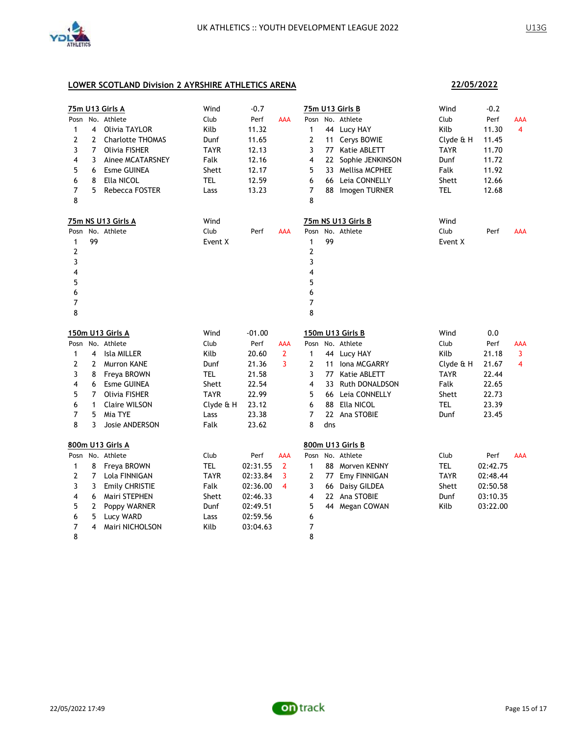## LOWER SCOTLAND Division 2 AYRSHIRE ATHLETICS ARENA

**22/05/2022**

### 75m U13 Girls A

Wind: -0.7

| Posn | No. | Athlete | Club | Perf | AAA |
|---|---|---|---|---|---|
| 1 | 4 | Olivia TAYLOR | Kilb | 11.32 | |
| 2 | 2 | Charlotte THOMAS | Dunf | 11.65 | |
| 3 | 7 | Olivia FISHER | TAYR | 12.13 | |
| 4 | 3 | Ainee MCATARSNEY | Falk | 12.16 | |
| 5 | 6 | Esme GUINEA | Shett | 12.17 | |
| 6 | 8 | Ella NICOL | TEL | 12.59 | |
| 7 | 5 | Rebecca FOSTER | Lass | 13.23 | |
| 8 | | | | | |

### 75m U13 Girls B

Wind: -0.2

| Posn | No. | Athlete | Club | Perf | AAA |
|---|---|---|---|---|---|
| 1 | 44 | Lucy HAY | Kilb | 11.30 | 4 |
| 2 | 11 | Cerys BOWIE | Clyde & H | 11.45 | |
| 3 | 77 | Katie ABLETT | TAYR | 11.70 | |
| 4 | 22 | Sophie JENKINSON | Dunf | 11.72 | |
| 5 | 33 | Mellisa MCPHEE | Falk | 11.92 | |
| 6 | 66 | Leia CONNELLY | Shett | 12.66 | |
| 7 | 88 | Imogen TURNER | TEL | 12.68 | |
| 8 | | | | | |

### 75m NS U13 Girls A

Wind:

| Posn | No. | Athlete | Club | Perf | AAA |
|---|---|---|---|---|---|
| 1 | 99 | | Event X | | |
| 2 | | | | | |
| 3 | | | | | |
| 4 | | | | | |
| 5 | | | | | |
| 6 | | | | | |
| 7 | | | | | |
| 8 | | | | | |

### 75m NS U13 Girls B

Wind:

| Posn | No. | Athlete | Club | Perf | AAA |
|---|---|---|---|---|---|
| 1 | 99 | | Event X | | |
| 2 | | | | | |
| 3 | | | | | |
| 4 | | | | | |
| 5 | | | | | |
| 6 | | | | | |
| 7 | | | | | |
| 8 | | | | | |

### 150m U13 Girls A

Wind: -01.00

| Posn | No. | Athlete | Club | Perf | AAA |
|---|---|---|---|---|---|
| 1 | 4 | Isla MILLER | Kilb | 20.60 | 2 |
| 2 | 2 | Murron KANE | Dunf | 21.36 | 3 |
| 3 | 8 | Freya BROWN | TEL | 21.58 | |
| 4 | 6 | Esme GUINEA | Shett | 22.54 | |
| 5 | 7 | Olivia FISHER | TAYR | 22.99 | |
| 6 | 1 | Claire WILSON | Clyde & H | 23.12 | |
| 7 | 5 | Mia TYE | Lass | 23.38 | |
| 8 | 3 | Josie ANDERSON | Falk | 23.62 | |

### 150m U13 Girls B

Wind: 0.0

| Posn | No. | Athlete | Club | Perf | AAA |
|---|---|---|---|---|---|
| 1 | 44 | Lucy HAY | Kilb | 21.18 | 3 |
| 2 | 11 | Iona MCGARRY | Clyde & H | 21.67 | 4 |
| 3 | 77 | Katie ABLETT | TAYR | 22.44 | |
| 4 | 33 | Ruth DONALDSON | Falk | 22.65 | |
| 5 | 66 | Leia CONNELLY | Shett | 22.73 | |
| 6 | 88 | Ella NICOL | TEL | 23.39 | |
| 7 | 22 | Ana STOBIE | Dunf | 23.45 | |
| 8 | dns | | | | |

### 800m U13 Girls A

| Posn | No. | Athlete | Club | Perf | AAA |
|---|---|---|---|---|---|
| 1 | 8 | Freya BROWN | TEL | 02:31.55 | 2 |
| 2 | 7 | Lola FINNIGAN | TAYR | 02:33.84 | 3 |
| 3 | 3 | Emily CHRISTIE | Falk | 02:36.00 | 4 |
| 4 | 6 | Mairi STEPHEN | Shett | 02:46.33 | |
| 5 | 2 | Poppy WARNER | Dunf | 02:49.51 | |
| 6 | 5 | Lucy WARD | Lass | 02:59.56 | |
| 7 | 4 | Mairi NICHOLSON | Kilb | 03:04.63 | |
| 8 | | | | | |

### 800m U13 Girls B

| Posn | No. | Athlete | Club | Perf | AAA |
|---|---|---|---|---|---|
| 1 | 88 | Morven KENNY | TEL | 02:42.75 | |
| 2 | 77 | Emy FINNIGAN | TAYR | 02:48.44 | |
| 3 | 66 | Daisy GILDEA | Shett | 02:50.58 | |
| 4 | 22 | Ana STOBIE | Dunf | 03:10.35 | |
| 5 | 44 | Megan COWAN | Kilb | 03:22.00 | |
| 6 | | | | | |
| 7 | | | | | |
| 8 | | | | | |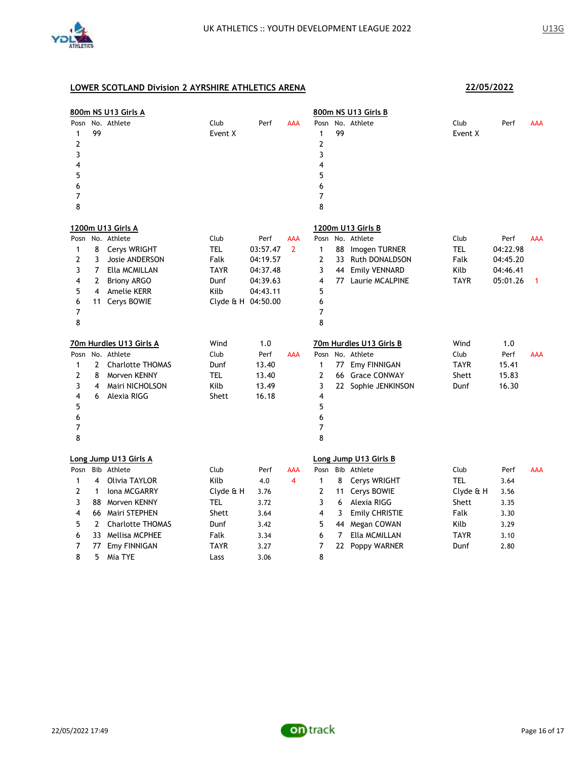UK ATHLETICS :: YOUTH DEVELOPMENT LEAGUE 2022

U13G

## LOWER SCOTLAND Division 2 AYRSHIRE ATHLETICS ARENA

22/05/2022

### 800m NS U13 Girls A

| Posn | No. | Athlete | Club | Perf | AAA |
|---|---|---|---|---|---|
| 1 | 99 | | Event X | | |
| 2 | | | | | |
| 3 | | | | | |
| 4 | | | | | |
| 5 | | | | | |
| 6 | | | | | |
| 7 | | | | | |
| 8 | | | | | |

### 800m NS U13 Girls B

| Posn | No. | Athlete | Club | Perf | AAA |
|---|---|---|---|---|---|
| 1 | 99 | | Event X | | |
| 2 | | | | | |
| 3 | | | | | |
| 4 | | | | | |
| 5 | | | | | |
| 6 | | | | | |
| 7 | | | | | |
| 8 | | | | | |

### 1200m U13 Girls A

| Posn | No. | Athlete | Club | Perf | AAA |
|---|---|---|---|---|---|
| 1 | 8 | Cerys WRIGHT | TEL | 03:57.47 | 2 |
| 2 | 3 | Josie ANDERSON | Falk | 04:19.57 | |
| 3 | 7 | Ella MCMILLAN | TAYR | 04:37.48 | |
| 4 | 2 | Briony ARGO | Dunf | 04:39.63 | |
| 5 | 4 | Amelie KERR | Kilb | 04:43.11 | |
| 6 | 11 | Cerys BOWIE | Clyde & H | 04:50.00 | |
| 7 | | | | | |
| 8 | | | | | |

### 1200m U13 Girls B

| Posn | No. | Athlete | Club | Perf | AAA |
|---|---|---|---|---|---|
| 1 | 88 | Imogen TURNER | TEL | 04:22.98 | |
| 2 | 33 | Ruth DONALDSON | Falk | 04:45.20 | |
| 3 | 44 | Emily VENNARD | Kilb | 04:46.41 | |
| 4 | 77 | Laurie MCALPINE | TAYR | 05:01.26 | 1 |
| 5 | | | | | |
| 6 | | | | | |
| 7 | | | | | |
| 8 | | | | | |

### 70m Hurdles U13 Girls A

Wind 1.0

| Posn | No. | Athlete | Club | Perf | AAA |
|---|---|---|---|---|---|
| 1 | 2 | Charlotte THOMAS | Dunf | 13.40 | |
| 2 | 8 | Morven KENNY | TEL | 13.40 | |
| 3 | 4 | Mairi NICHOLSON | Kilb | 13.49 | |
| 4 | 6 | Alexia RIGG | Shett | 16.18 | |
| 5 | | | | | |
| 6 | | | | | |
| 7 | | | | | |
| 8 | | | | | |

### 70m Hurdles U13 Girls B

Wind 1.0

| Posn | No. | Athlete | Club | Perf | AAA |
|---|---|---|---|---|---|
| 1 | 77 | Emy FINNIGAN | TAYR | 15.41 | |
| 2 | 66 | Grace CONWAY | Shett | 15.83 | |
| 3 | 22 | Sophie JENKINSON | Dunf | 16.30 | |
| 4 | | | | | |
| 5 | | | | | |
| 6 | | | | | |
| 7 | | | | | |
| 8 | | | | | |

### Long Jump U13 Girls A

| Posn | Bib | Athlete | Club | Perf | AAA |
|---|---|---|---|---|---|
| 1 | 4 | Olivia TAYLOR | Kilb | 4.0 | 4 |
| 2 | 1 | Iona MCGARRY | Clyde & H | 3.76 | |
| 3 | 88 | Morven KENNY | TEL | 3.72 | |
| 4 | 66 | Mairi STEPHEN | Shett | 3.64 | |
| 5 | 2 | Charlotte THOMAS | Dunf | 3.42 | |
| 6 | 33 | Mellisa MCPHEE | Falk | 3.34 | |
| 7 | 77 | Emy FINNIGAN | TAYR | 3.27 | |
| 8 | 5 | Mia TYE | Lass | 3.06 | |

### Long Jump U13 Girls B

| Posn | Bib | Athlete | Club | Perf | AAA |
|---|---|---|---|---|---|
| 1 | 8 | Cerys WRIGHT | TEL | 3.64 | |
| 2 | 11 | Cerys BOWIE | Clyde & H | 3.56 | |
| 3 | 6 | Alexia RIGG | Shett | 3.35 | |
| 4 | 3 | Emily CHRISTIE | Falk | 3.30 | |
| 5 | 44 | Megan COWAN | Kilb | 3.29 | |
| 6 | 7 | Ella MCMILLAN | TAYR | 3.10 | |
| 7 | 22 | Poppy WARNER | Dunf | 2.80 | |
| 8 | | | | | |

22/05/2022 17:49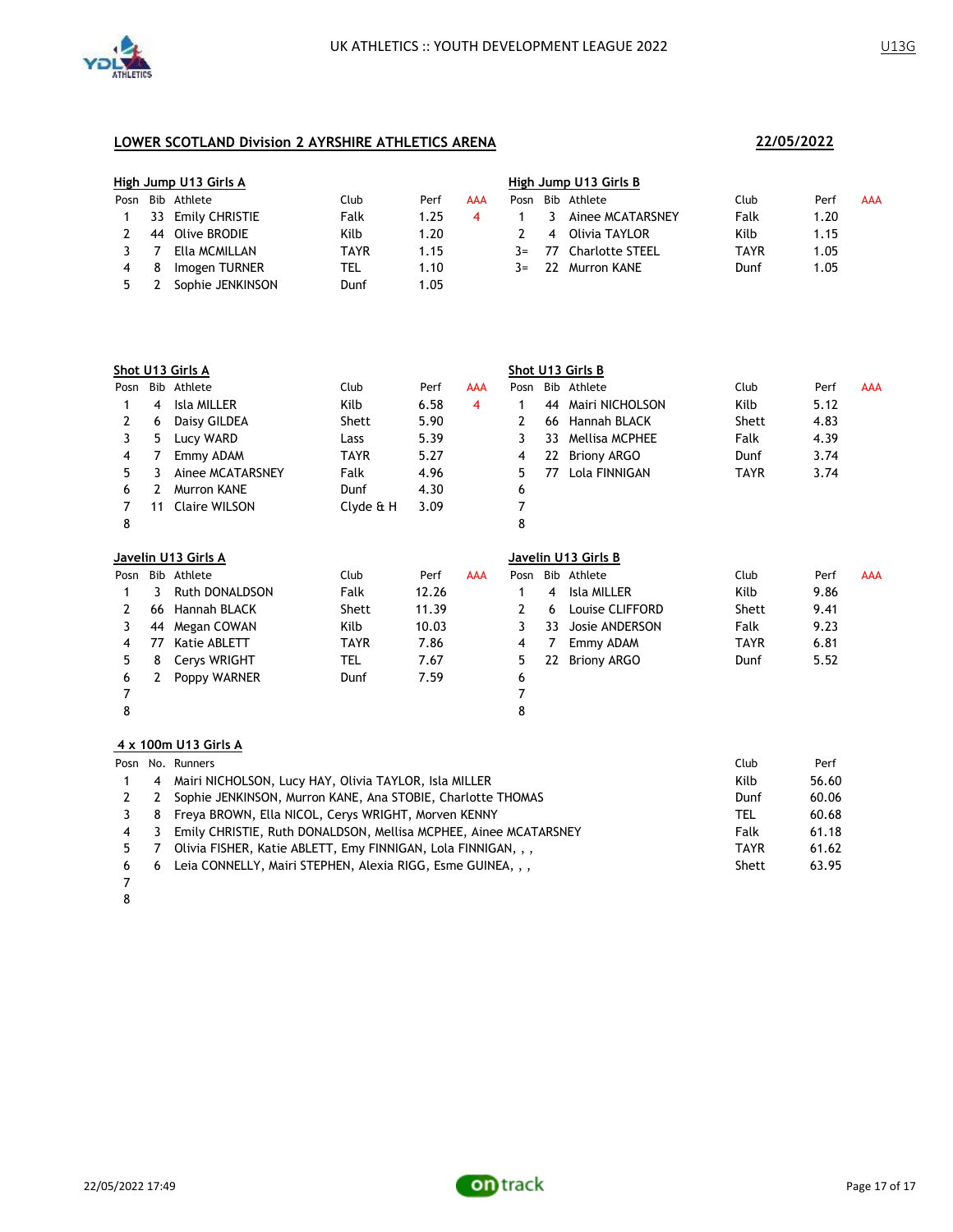## LOWER SCOTLAND Division 2 AYRSHIRE ATHLETICS ARENA

**22/05/2022**

### High Jump U13 Girls A

| Posn | Bib | Athlete | Club | Perf | AAA |
|---|---|---|---|---|---|
| 1 | 33 | Emily CHRISTIE | Falk | 1.25 | 4 |
| 2 | 44 | Olive BRODIE | Kilb | 1.20 | |
| 3 | 7 | Ella MCMILLAN | TAYR | 1.15 | |
| 4 | 8 | Imogen TURNER | TEL | 1.10 | |
| 5 | 2 | Sophie JENKINSON | Dunf | 1.05 | |

### High Jump U13 Girls B

| Posn | Bib | Athlete | Club | Perf | AAA |
|---|---|---|---|---|---|
| 1 | 3 | Ainee MCATARSNEY | Falk | 1.20 | |
| 2 | 4 | Olivia TAYLOR | Kilb | 1.15 | |
| 3= | 77 | Charlotte STEEL | TAYR | 1.05 | |
| 3= | 22 | Murron KANE | Dunf | 1.05 | |

### Shot U13 Girls A

| Posn | Bib | Athlete | Club | Perf | AAA |
|---|---|---|---|---|---|
| 1 | 4 | Isla MILLER | Kilb | 6.58 | 4 |
| 2 | 6 | Daisy GILDEA | Shett | 5.90 | |
| 3 | 5 | Lucy WARD | Lass | 5.39 | |
| 4 | 7 | Emmy ADAM | TAYR | 5.27 | |
| 5 | 3 | Ainee MCATARSNEY | Falk | 4.96 | |
| 6 | 2 | Murron KANE | Dunf | 4.30 | |
| 7 | 11 | Claire WILSON | Clyde & H | 3.09 | |
| 8 | | | | | |

### Shot U13 Girls B

| Posn | Bib | Athlete | Club | Perf | AAA |
|---|---|---|---|---|---|
| 1 | 44 | Mairi NICHOLSON | Kilb | 5.12 | |
| 2 | 66 | Hannah BLACK | Shett | 4.83 | |
| 3 | 33 | Mellisa MCPHEE | Falk | 4.39 | |
| 4 | 22 | Briony ARGO | Dunf | 3.74 | |
| 5 | 77 | Lola FINNIGAN | TAYR | 3.74 | |
| 6 | | | | | |
| 7 | | | | | |
| 8 | | | | | |

### Javelin U13 Girls A

| Posn | Bib | Athlete | Club | Perf | AAA |
|---|---|---|---|---|---|
| 1 | 3 | Ruth DONALDSON | Falk | 12.26 | |
| 2 | 66 | Hannah BLACK | Shett | 11.39 | |
| 3 | 44 | Megan COWAN | Kilb | 10.03 | |
| 4 | 77 | Katie ABLETT | TAYR | 7.86 | |
| 5 | 8 | Cerys WRIGHT | TEL | 7.67 | |
| 6 | 2 | Poppy WARNER | Dunf | 7.59 | |
| 7 | | | | | |
| 8 | | | | | |

### Javelin U13 Girls B

| Posn | Bib | Athlete | Club | Perf | AAA |
|---|---|---|---|---|---|
| 1 | 4 | Isla MILLER | Kilb | 9.86 | |
| 2 | 6 | Louise CLIFFORD | Shett | 9.41 | |
| 3 | 33 | Josie ANDERSON | Falk | 9.23 | |
| 4 | 7 | Emmy ADAM | TAYR | 6.81 | |
| 5 | 22 | Briony ARGO | Dunf | 5.52 | |
| 6 | | | | | |
| 7 | | | | | |
| 8 | | | | | |

### 4 x 100m U13 Girls A

| Posn | No. | Runners | Club | Perf |
|---|---|---|---|---|
| 1 | 4 | Mairi NICHOLSON, Lucy HAY, Olivia TAYLOR, Isla MILLER | Kilb | 56.60 |
| 2 | 2 | Sophie JENKINSON, Murron KANE, Ana STOBIE, Charlotte THOMAS | Dunf | 60.06 |
| 3 | 8 | Freya BROWN, Ella NICOL, Cerys WRIGHT, Morven KENNY | TEL | 60.68 |
| 4 | 3 | Emily CHRISTIE, Ruth DONALDSON, Mellisa MCPHEE, Ainee MCATARSNEY | Falk | 61.18 |
| 5 | 7 | Olivia FISHER, Katie ABLETT, Emy FINNIGAN, Lola FINNIGAN, , , | TAYR | 61.62 |
| 6 | 6 | Leia CONNELLY, Mairi STEPHEN, Alexia RIGG, Esme GUINEA, , , | Shett | 63.95 |
| 7 | | | | |
| 8 | | | | |